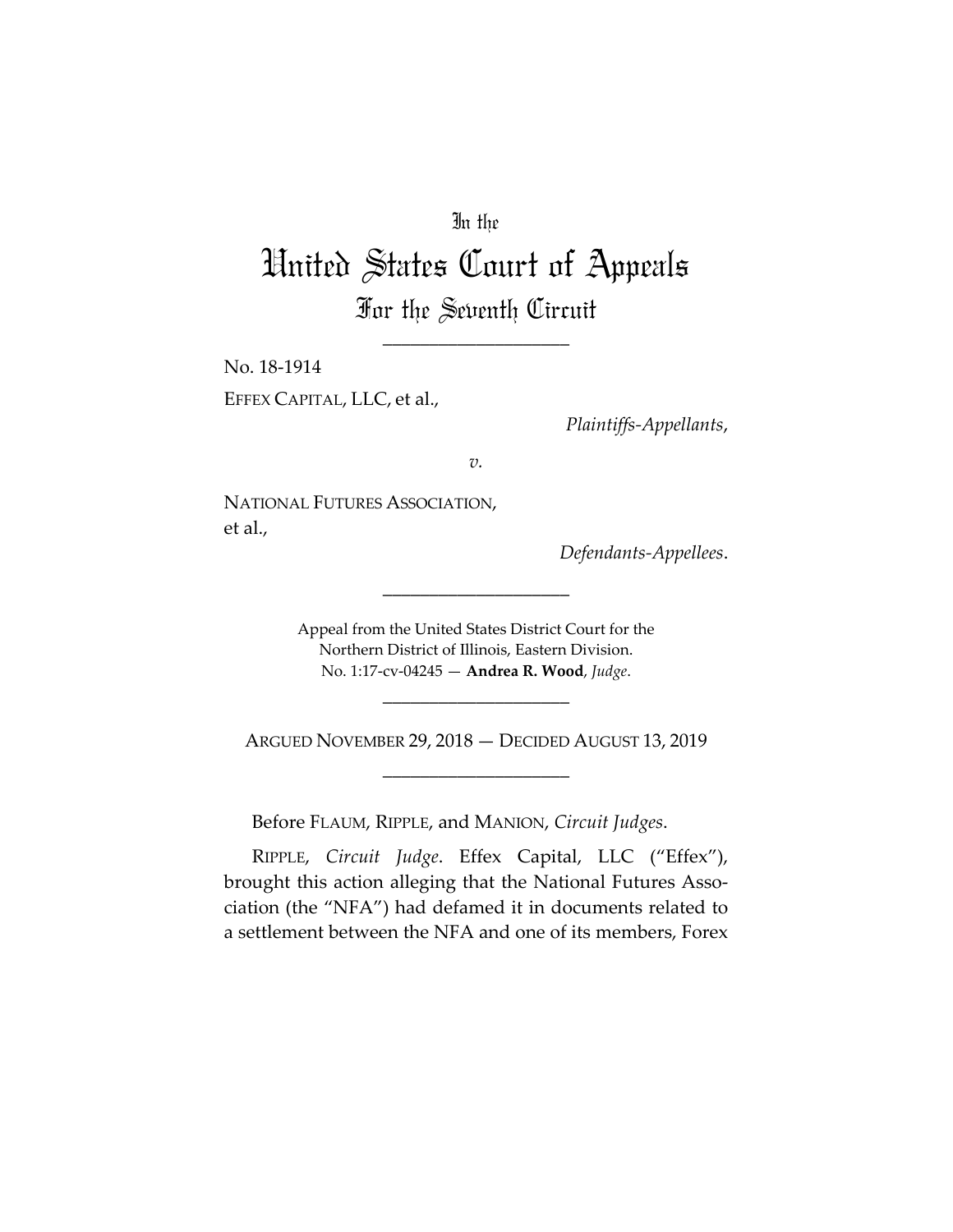In the

# United States Court of Appeals

## For the Seventh Circuit

____________________

No. 18-1914

EFFEX CAPITAL, LLC, et al.,

*Plaintiffs-Appellants*,

*v.*

NATIONAL FUTURES ASSOCIATION, et al.,

*Defendants-Appellees*.

____________________

Appeal from the United States District Court for the Northern District of Illinois, Eastern Division.
No. 1:17-cv-04245 — **Andrea R. Wood**, *Judge*.

____________________

ARGUED NOVEMBER 29, 2018 — DECIDED AUGUST 13, 2019

____________________

Before FLAUM, RIPPLE, and MANION, *Circuit Judges*.

RIPPLE, *Circuit Judge*. Effex Capital, LLC ("Effex"), brought this action alleging that the National Futures Association (the "NFA") had defamed it in documents related to a settlement between the NFA and one of its members, Forex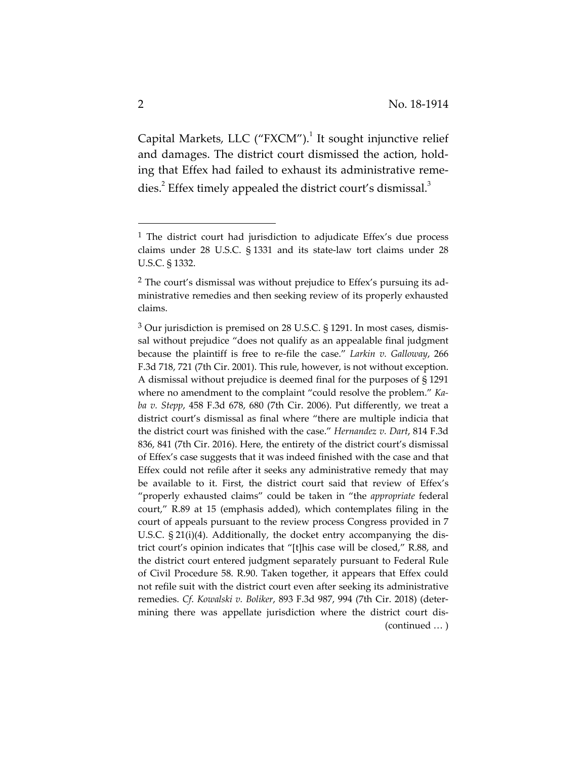Capital Markets, LLC ("FXCM").[1] It sought injunctive relief and damages. The district court dismissed the action, holding that Effex had failed to exhaust its administrative remedies.[2] Effex timely appealed the district court's dismissal.[3]

---

[1] The district court had jurisdiction to adjudicate Effex's due process claims under 28 U.S.C. § 1331 and its state-law tort claims under 28 U.S.C. § 1332.

[2] The court's dismissal was without prejudice to Effex's pursuing its administrative remedies and then seeking review of its properly exhausted claims.

[3] Our jurisdiction is premised on 28 U.S.C. § 1291. In most cases, dismissal without prejudice "does not qualify as an appealable final judgment because the plaintiff is free to re-file the case." *Larkin v. Galloway*, 266 F.3d 718, 721 (7th Cir. 2001). This rule, however, is not without exception. A dismissal without prejudice is deemed final for the purposes of § 1291 where no amendment to the complaint "could resolve the problem." *Kaba v. Stepp*, 458 F.3d 678, 680 (7th Cir. 2006). Put differently, we treat a district court's dismissal as final where "there are multiple indicia that the district court was finished with the case." *Hernandez v. Dart*, 814 F.3d 836, 841 (7th Cir. 2016). Here, the entirety of the district court's dismissal of Effex's case suggests that it was indeed finished with the case and that Effex could not refile after it seeks any administrative remedy that may be available to it. First, the district court said that review of Effex's "properly exhausted claims" could be taken in "the *appropriate* federal court," R.89 at 15 (emphasis added), which contemplates filing in the court of appeals pursuant to the review process Congress provided in 7 U.S.C. § 21(i)(4). Additionally, the docket entry accompanying the district court's opinion indicates that "[t]his case will be closed," R.88, and the district court entered judgment separately pursuant to Federal Rule of Civil Procedure 58. R.90. Taken together, it appears that Effex could not refile suit with the district court even after seeking its administrative remedies. *Cf. Kowalski v. Boliker*, 893 F.3d 987, 994 (7th Cir. 2018) (determining there was appellate jurisdiction where the district court dis-

(continued … )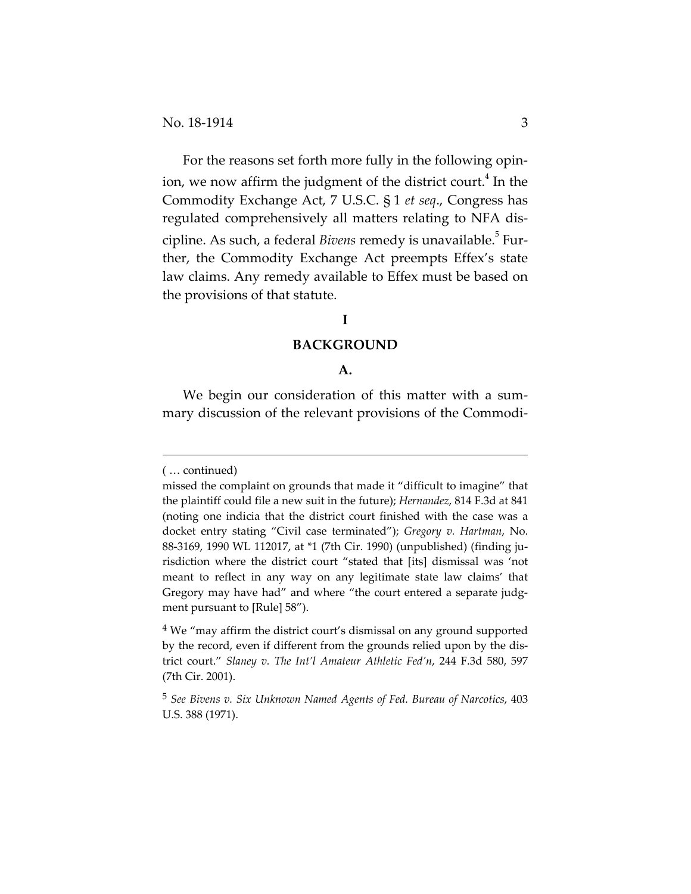For the reasons set forth more fully in the following opinion, we now affirm the judgment of the district court.[4] In the Commodity Exchange Act, 7 U.S.C. § 1 *et seq*., Congress has regulated comprehensively all matters relating to NFA discipline. As such, a federal *Bivens* remedy is unavailable.[5] Further, the Commodity Exchange Act preempts Effex's state law claims. Any remedy available to Effex must be based on the provisions of that statute.

## I

## BACKGROUND

### A.

We begin our consideration of this matter with a summary discussion of the relevant provisions of the Commodi-

---

( … continued)

missed the complaint on grounds that made it "difficult to imagine" that the plaintiff could file a new suit in the future); *Hernandez*, 814 F.3d at 841 (noting one indicia that the district court finished with the case was a docket entry stating "Civil case terminated"); *Gregory v. Hartman*, No. 88-3169, 1990 WL 112017, at *1 (7th Cir. 1990) (unpublished) (finding jurisdiction where the district court "stated that [its] dismissal was 'not meant to reflect in any way on any legitimate state law claims' that Gregory may have had" and where "the court entered a separate judgment pursuant to [Rule] 58").

[4] We "may affirm the district court's dismissal on any ground supported by the record, even if different from the grounds relied upon by the district court." *Slaney v. The Int'l Amateur Athletic Fed'n*, 244 F.3d 580, 597 (7th Cir. 2001).

[5] *See Bivens v. Six Unknown Named Agents of Fed. Bureau of Narcotics*, 403 U.S. 388 (1971).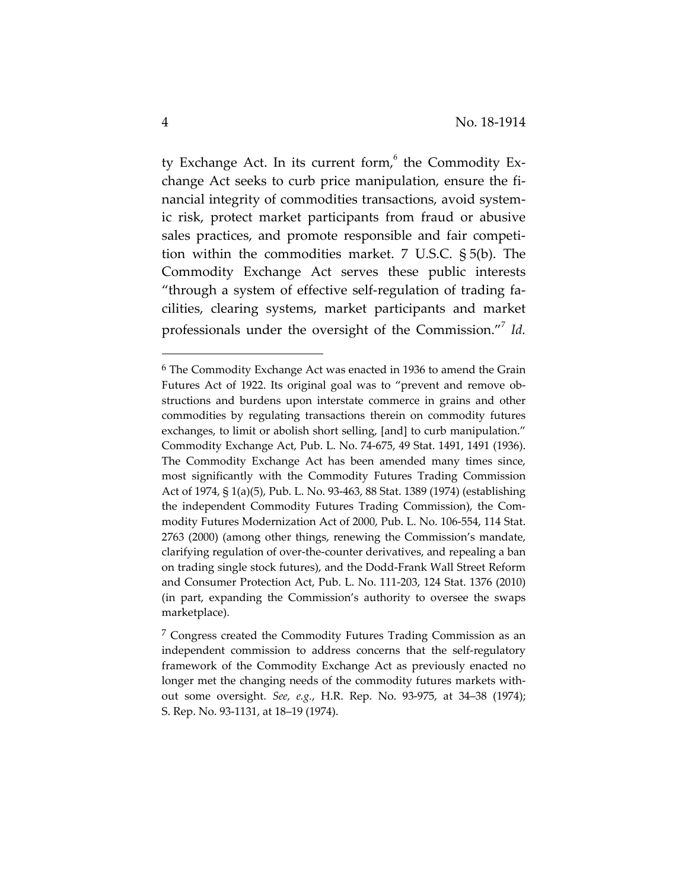ty Exchange Act. In its current form,[6] the Commodity Exchange Act seeks to curb price manipulation, ensure the financial integrity of commodities transactions, avoid systemic risk, protect market participants from fraud or abusive sales practices, and promote responsible and fair competition within the commodities market. 7 U.S.C. § 5(b). The Commodity Exchange Act serves these public interests "through a system of effective self-regulation of trading facilities, clearing systems, market participants and market professionals under the oversight of the Commission."[7] *Id.*

---

[6] The Commodity Exchange Act was enacted in 1936 to amend the Grain Futures Act of 1922. Its original goal was to "prevent and remove obstructions and burdens upon interstate commerce in grains and other commodities by regulating transactions therein on commodity futures exchanges, to limit or abolish short selling, [and] to curb manipulation." Commodity Exchange Act, Pub. L. No. 74-675, 49 Stat. 1491, 1491 (1936). The Commodity Exchange Act has been amended many times since, most significantly with the Commodity Futures Trading Commission Act of 1974, § 1(a)(5), Pub. L. No. 93-463, 88 Stat. 1389 (1974) (establishing the independent Commodity Futures Trading Commission), the Commodity Futures Modernization Act of 2000, Pub. L. No. 106-554, 114 Stat. 2763 (2000) (among other things, renewing the Commission's mandate, clarifying regulation of over-the-counter derivatives, and repealing a ban on trading single stock futures), and the Dodd-Frank Wall Street Reform and Consumer Protection Act, Pub. L. No. 111-203, 124 Stat. 1376 (2010) (in part, expanding the Commission's authority to oversee the swaps marketplace).

[7] Congress created the Commodity Futures Trading Commission as an independent commission to address concerns that the self-regulatory framework of the Commodity Exchange Act as previously enacted no longer met the changing needs of the commodity futures markets without some oversight. *See, e.g.*, H.R. Rep. No. 93-975, at 34–38 (1974); S. Rep. No. 93-1131, at 18–19 (1974).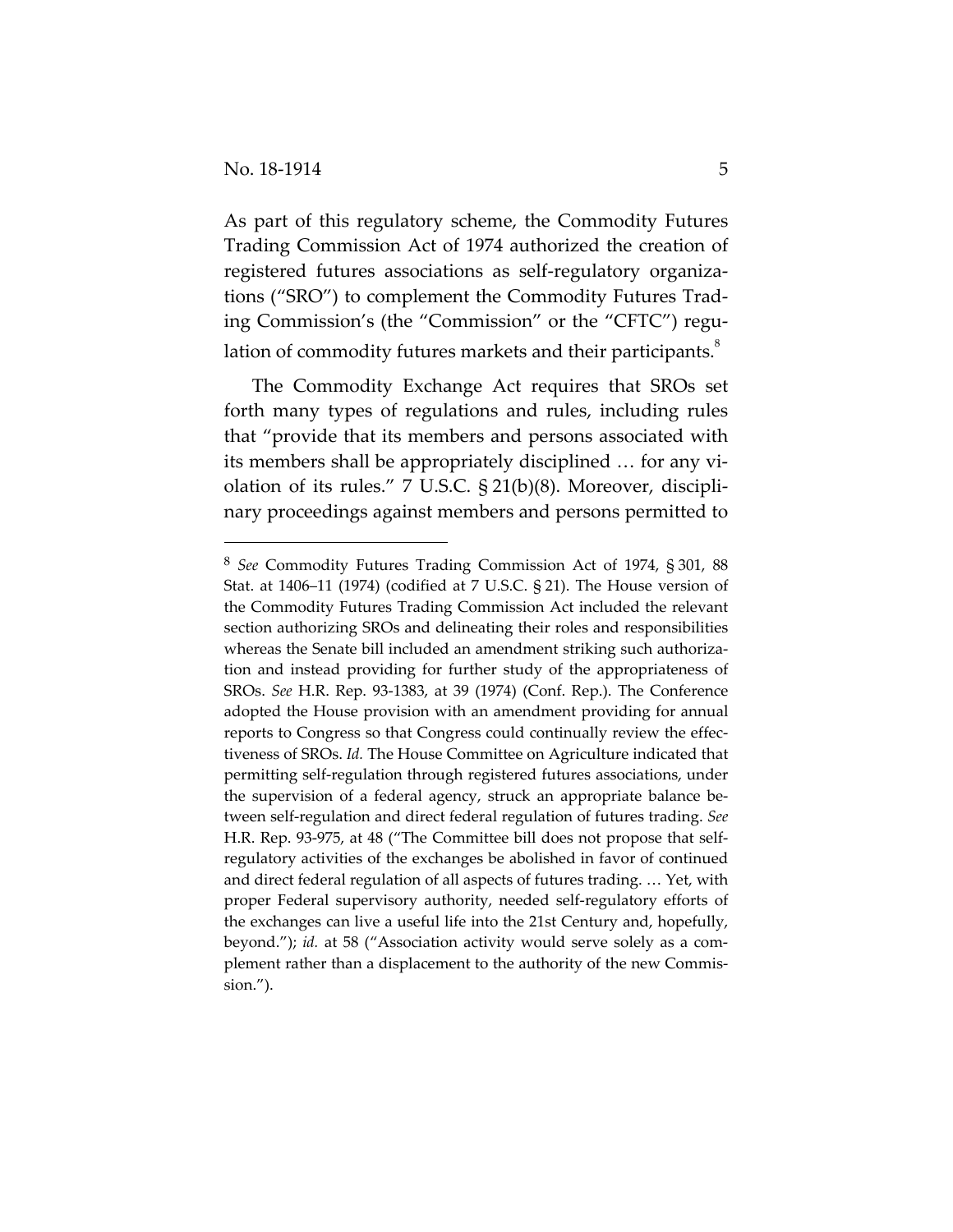As part of this regulatory scheme, the Commodity Futures Trading Commission Act of 1974 authorized the creation of registered futures associations as self-regulatory organizations ("SRO") to complement the Commodity Futures Trading Commission's (the "Commission" or the "CFTC") regulation of commodity futures markets and their participants.[8]

The Commodity Exchange Act requires that SROs set forth many types of regulations and rules, including rules that "provide that its members and persons associated with its members shall be appropriately disciplined … for any violation of its rules." 7 U.S.C. § 21(b)(8). Moreover, disciplinary proceedings against members and persons permitted to

---

[8] *See* Commodity Futures Trading Commission Act of 1974, § 301, 88 Stat. at 1406–11 (1974) (codified at 7 U.S.C. § 21). The House version of the Commodity Futures Trading Commission Act included the relevant section authorizing SROs and delineating their roles and responsibilities whereas the Senate bill included an amendment striking such authorization and instead providing for further study of the appropriateness of SROs. *See* H.R. Rep. 93-1383, at 39 (1974) (Conf. Rep.). The Conference adopted the House provision with an amendment providing for annual reports to Congress so that Congress could continually review the effectiveness of SROs. *Id.* The House Committee on Agriculture indicated that permitting self-regulation through registered futures associations, under the supervision of a federal agency, struck an appropriate balance between self-regulation and direct federal regulation of futures trading. *See* H.R. Rep. 93-975, at 48 ("The Committee bill does not propose that self-regulatory activities of the exchanges be abolished in favor of continued and direct federal regulation of all aspects of futures trading. … Yet, with proper Federal supervisory authority, needed self-regulatory efforts of the exchanges can live a useful life into the 21st Century and, hopefully, beyond."); *id.* at 58 ("Association activity would serve solely as a complement rather than a displacement to the authority of the new Commission.").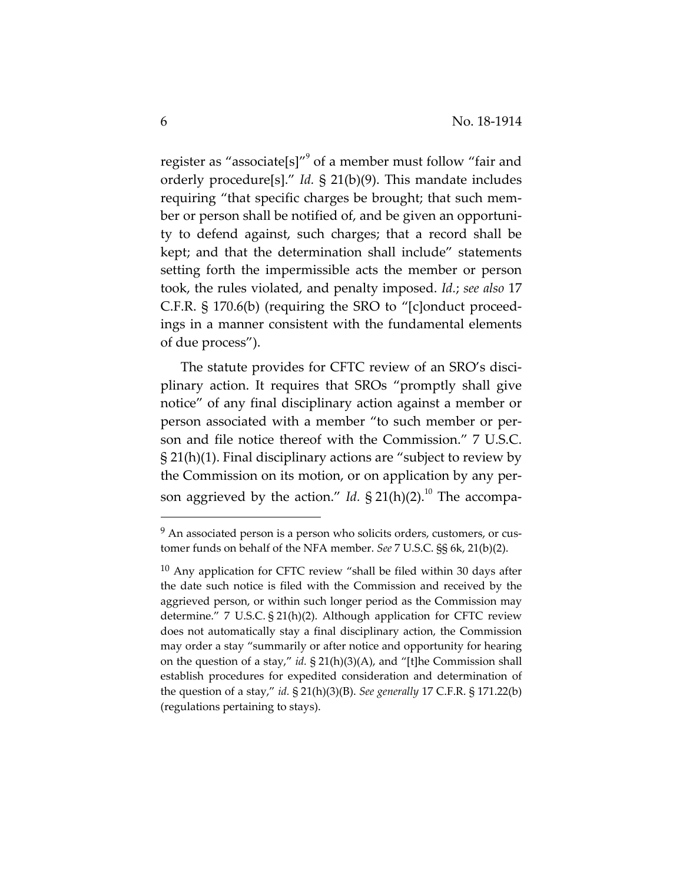register as "associate[s]"[9] of a member must follow "fair and orderly procedure[s]." *Id.* § 21(b)(9). This mandate includes requiring "that specific charges be brought; that such member or person shall be notified of, and be given an opportunity to defend against, such charges; that a record shall be kept; and that the determination shall include" statements setting forth the impermissible acts the member or person took, the rules violated, and penalty imposed. *Id.*; *see also* 17 C.F.R. § 170.6(b) (requiring the SRO to "[c]onduct proceedings in a manner consistent with the fundamental elements of due process").

The statute provides for CFTC review of an SRO's disciplinary action. It requires that SROs "promptly shall give notice" of any final disciplinary action against a member or person associated with a member "to such member or person and file notice thereof with the Commission." 7 U.S.C. § 21(h)(1). Final disciplinary actions are "subject to review by the Commission on its motion, or on application by any person aggrieved by the action." *Id.* § 21(h)(2).[10] The accompa-

---

[9] An associated person is a person who solicits orders, customers, or customer funds on behalf of the NFA member. *See* 7 U.S.C. §§ 6k, 21(b)(2).

[10] Any application for CFTC review "shall be filed within 30 days after the date such notice is filed with the Commission and received by the aggrieved person, or within such longer period as the Commission may determine." 7 U.S.C. § 21(h)(2). Although application for CFTC review does not automatically stay a final disciplinary action, the Commission may order a stay "summarily or after notice and opportunity for hearing on the question of a stay," *id.* § 21(h)(3)(A), and "[t]he Commission shall establish procedures for expedited consideration and determination of the question of a stay," *id.* § 21(h)(3)(B). *See generally* 17 C.F.R. § 171.22(b) (regulations pertaining to stays).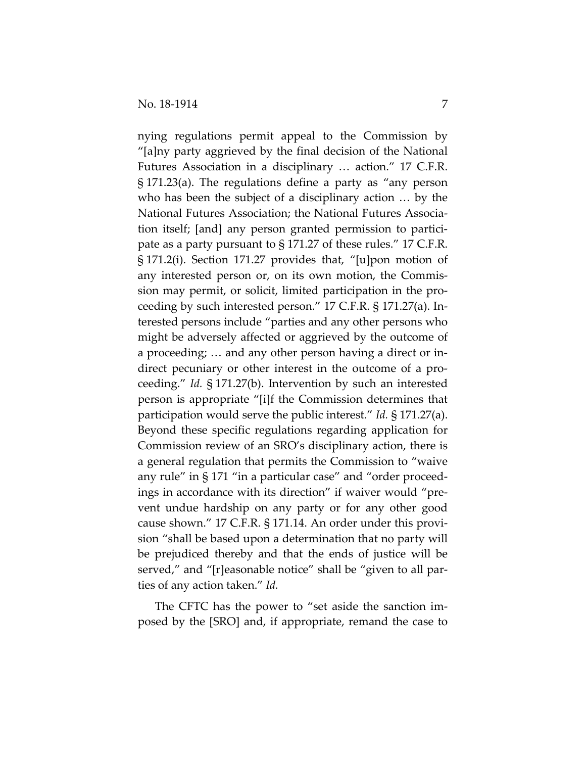nying regulations permit appeal to the Commission by "[a]ny party aggrieved by the final decision of the National Futures Association in a disciplinary … action." 17 C.F.R. § 171.23(a). The regulations define a party as "any person who has been the subject of a disciplinary action … by the National Futures Association; the National Futures Association itself; [and] any person granted permission to participate as a party pursuant to § 171.27 of these rules." 17 C.F.R. § 171.2(i). Section 171.27 provides that, "[u]pon motion of any interested person or, on its own motion, the Commission may permit, or solicit, limited participation in the proceeding by such interested person." 17 C.F.R. § 171.27(a). Interested persons include "parties and any other persons who might be adversely affected or aggrieved by the outcome of a proceeding; … and any other person having a direct or indirect pecuniary or other interest in the outcome of a proceeding." *Id.* § 171.27(b). Intervention by such an interested person is appropriate "[i]f the Commission determines that participation would serve the public interest." *Id.* § 171.27(a). Beyond these specific regulations regarding application for Commission review of an SRO's disciplinary action, there is a general regulation that permits the Commission to "waive any rule" in § 171 "in a particular case" and "order proceedings in accordance with its direction" if waiver would "prevent undue hardship on any party or for any other good cause shown." 17 C.F.R. § 171.14. An order under this provision "shall be based upon a determination that no party will be prejudiced thereby and that the ends of justice will be served," and "[r]easonable notice" shall be "given to all parties of any action taken." *Id.*

The CFTC has the power to "set aside the sanction imposed by the [SRO] and, if appropriate, remand the case to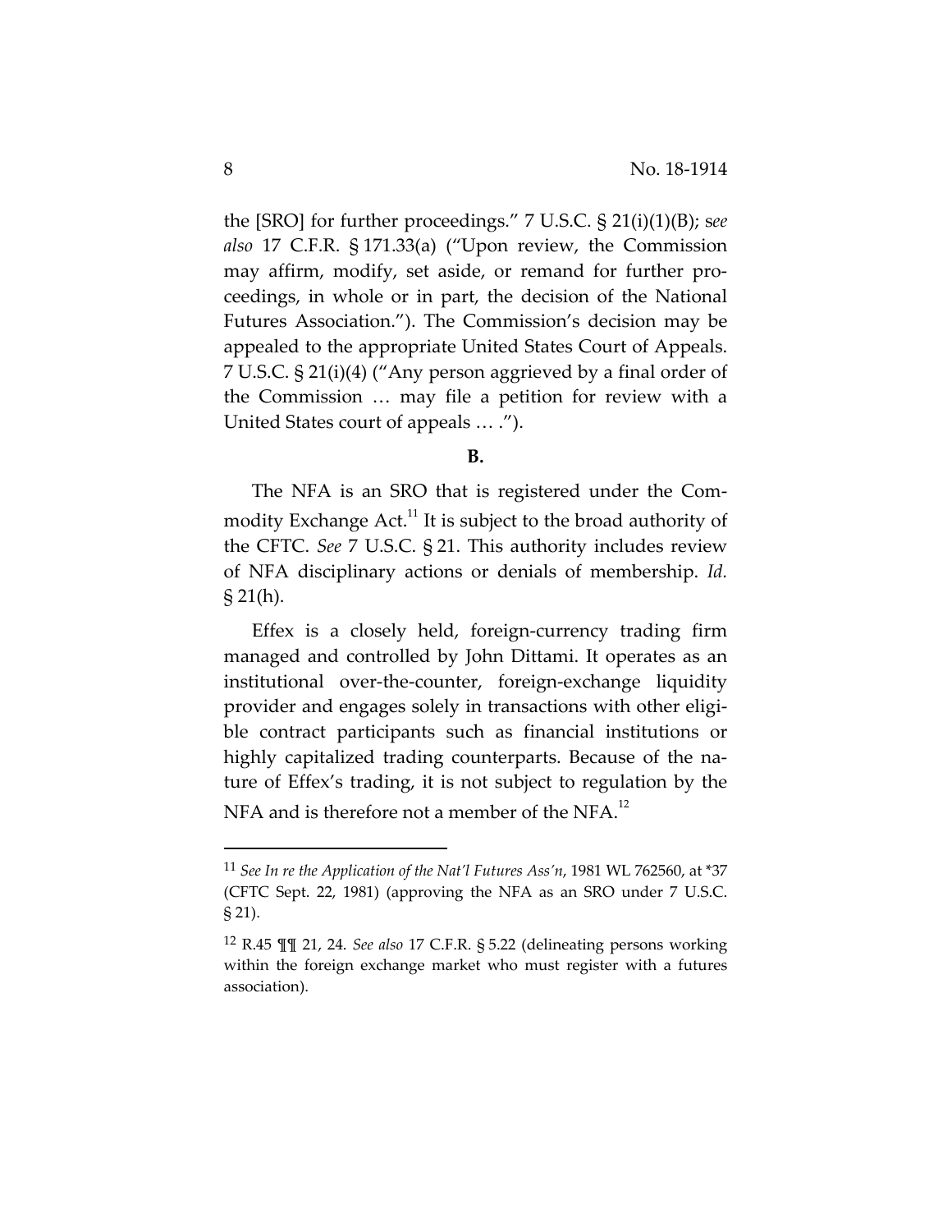the [SRO] for further proceedings." 7 U.S.C. § 21(i)(1)(B); *see also* 17 C.F.R. § 171.33(a) ("Upon review, the Commission may affirm, modify, set aside, or remand for further proceedings, in whole or in part, the decision of the National Futures Association."). The Commission's decision may be appealed to the appropriate United States Court of Appeals. 7 U.S.C. § 21(i)(4) ("Any person aggrieved by a final order of the Commission … may file a petition for review with a United States court of appeals … .").

**B.**

The NFA is an SRO that is registered under the Commodity Exchange Act.[11] It is subject to the broad authority of the CFTC. *See* 7 U.S.C. § 21. This authority includes review of NFA disciplinary actions or denials of membership. *Id.* § 21(h).

Effex is a closely held, foreign-currency trading firm managed and controlled by John Dittami. It operates as an institutional over-the-counter, foreign-exchange liquidity provider and engages solely in transactions with other eligible contract participants such as financial institutions or highly capitalized trading counterparts. Because of the nature of Effex's trading, it is not subject to regulation by the NFA and is therefore not a member of the NFA.[12]

---

[11] *See In re the Application of the Nat'l Futures Ass'n*, 1981 WL 762560, at *37 (CFTC Sept. 22, 1981) (approving the NFA as an SRO under 7 U.S.C. § 21).

[12] R.45 ¶¶ 21, 24. *See also* 17 C.F.R. § 5.22 (delineating persons working within the foreign exchange market who must register with a futures association).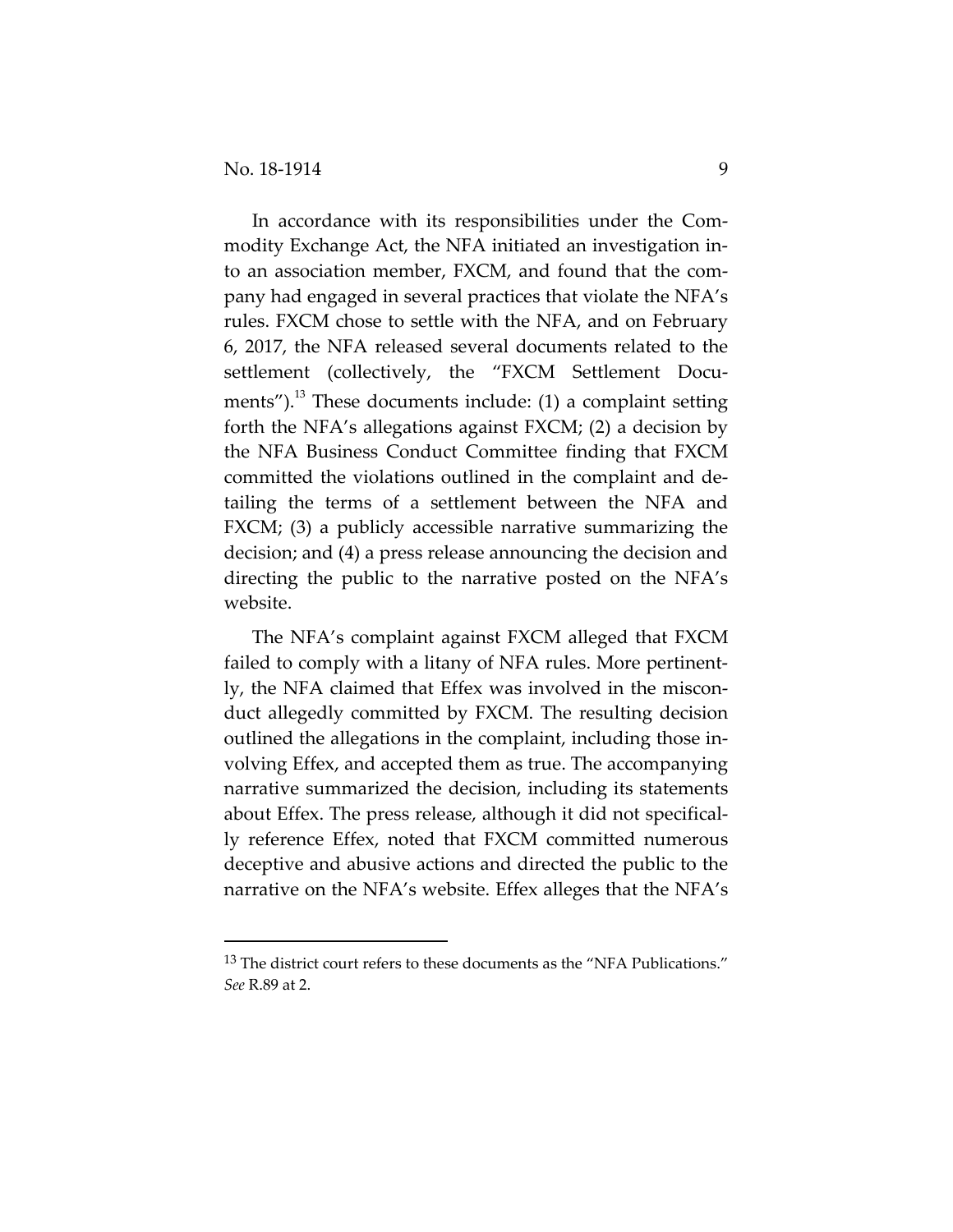In accordance with its responsibilities under the Commodity Exchange Act, the NFA initiated an investigation into an association member, FXCM, and found that the company had engaged in several practices that violate the NFA's rules. FXCM chose to settle with the NFA, and on February 6, 2017, the NFA released several documents related to the settlement (collectively, the "FXCM Settlement Documents").[13] These documents include: (1) a complaint setting forth the NFA's allegations against FXCM; (2) a decision by the NFA Business Conduct Committee finding that FXCM committed the violations outlined in the complaint and detailing the terms of a settlement between the NFA and FXCM; (3) a publicly accessible narrative summarizing the decision; and (4) a press release announcing the decision and directing the public to the narrative posted on the NFA's website.

The NFA's complaint against FXCM alleged that FXCM failed to comply with a litany of NFA rules. More pertinently, the NFA claimed that Effex was involved in the misconduct allegedly committed by FXCM. The resulting decision outlined the allegations in the complaint, including those involving Effex, and accepted them as true. The accompanying narrative summarized the decision, including its statements about Effex. The press release, although it did not specifically reference Effex, noted that FXCM committed numerous deceptive and abusive actions and directed the public to the narrative on the NFA's website. Effex alleges that the NFA's

---

[13] The district court refers to these documents as the "NFA Publications." *See* R.89 at 2.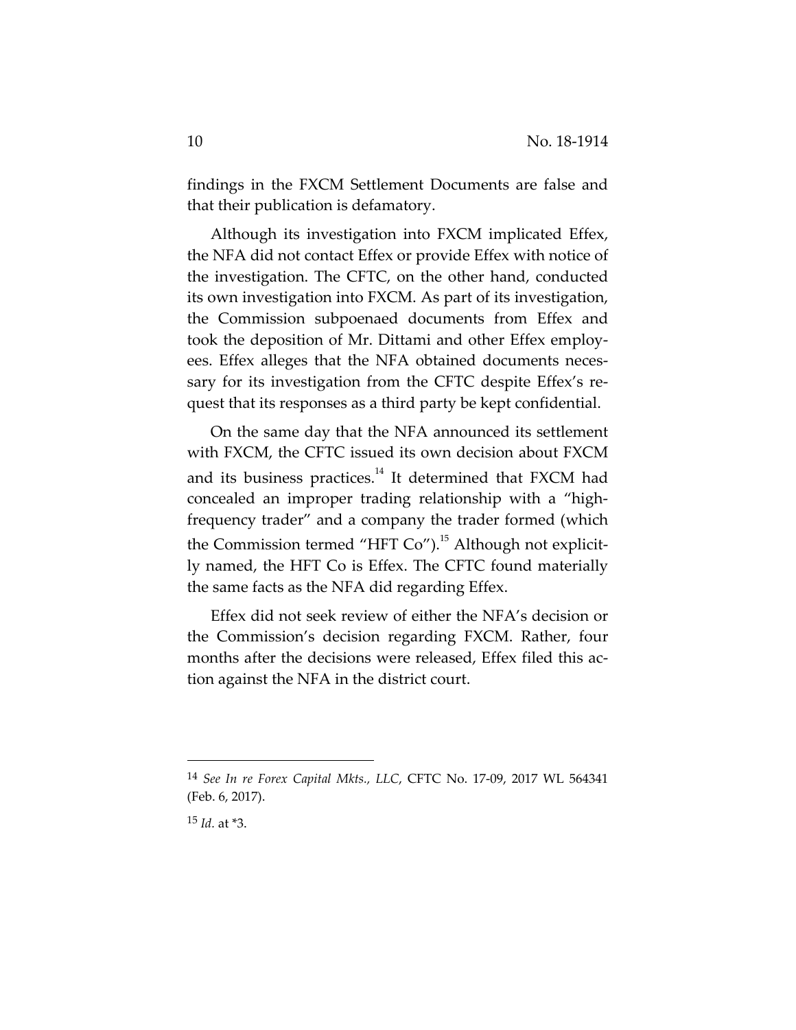findings in the FXCM Settlement Documents are false and that their publication is defamatory.

Although its investigation into FXCM implicated Effex, the NFA did not contact Effex or provide Effex with notice of the investigation. The CFTC, on the other hand, conducted its own investigation into FXCM. As part of its investigation, the Commission subpoenaed documents from Effex and took the deposition of Mr. Dittami and other Effex employees. Effex alleges that the NFA obtained documents necessary for its investigation from the CFTC despite Effex's request that its responses as a third party be kept confidential.

On the same day that the NFA announced its settlement with FXCM, the CFTC issued its own decision about FXCM and its business practices.[14] It determined that FXCM had concealed an improper trading relationship with a "high-frequency trader" and a company the trader formed (which the Commission termed "HFT Co").[15] Although not explicitly named, the HFT Co is Effex. The CFTC found materially the same facts as the NFA did regarding Effex.

Effex did not seek review of either the NFA's decision or the Commission's decision regarding FXCM. Rather, four months after the decisions were released, Effex filed this action against the NFA in the district court.

---

[14] *See In re Forex Capital Mkts., LLC*, CFTC No. 17-09, 2017 WL 564341 (Feb. 6, 2017).

[15] *Id.* at *3.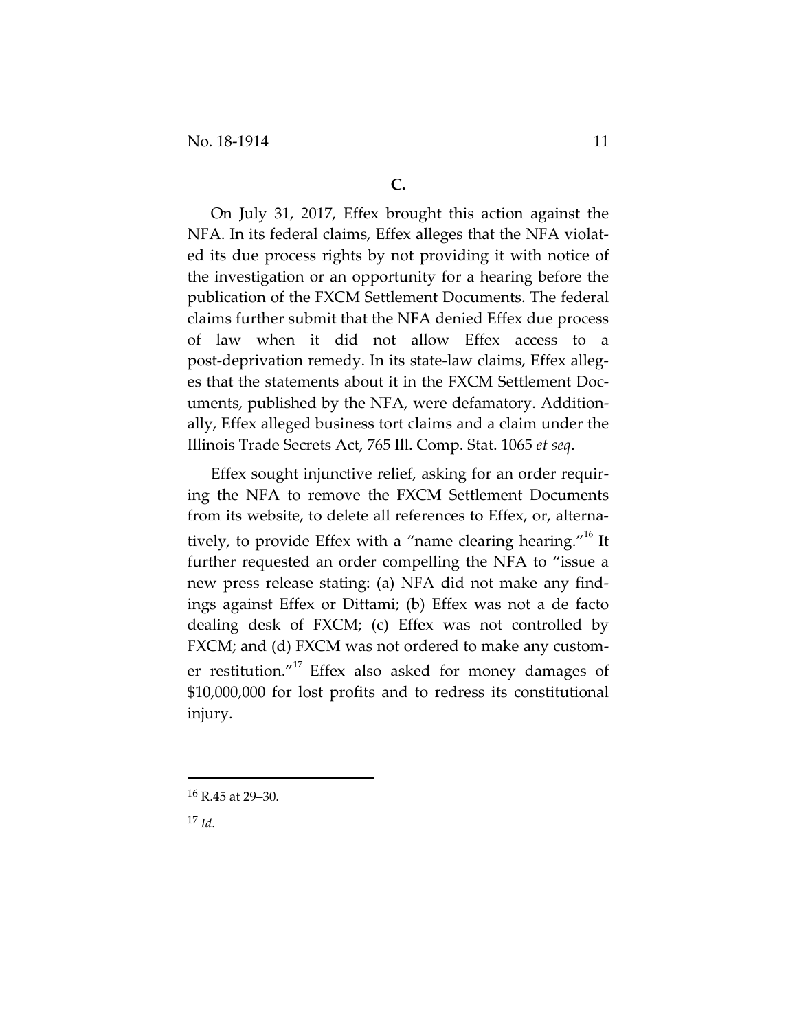**C.**

On July 31, 2017, Effex brought this action against the NFA. In its federal claims, Effex alleges that the NFA violated its due process rights by not providing it with notice of the investigation or an opportunity for a hearing before the publication of the FXCM Settlement Documents. The federal claims further submit that the NFA denied Effex due process of law when it did not allow Effex access to a post-deprivation remedy. In its state-law claims, Effex alleges that the statements about it in the FXCM Settlement Documents, published by the NFA, were defamatory. Additionally, Effex alleged business tort claims and a claim under the Illinois Trade Secrets Act, 765 Ill. Comp. Stat. 1065 *et seq*.

Effex sought injunctive relief, asking for an order requiring the NFA to remove the FXCM Settlement Documents from its website, to delete all references to Effex, or, alternatively, to provide Effex with a "name clearing hearing."[16] It further requested an order compelling the NFA to "issue a new press release stating: (a) NFA did not make any findings against Effex or Dittami; (b) Effex was not a de facto dealing desk of FXCM; (c) Effex was not controlled by FXCM; and (d) FXCM was not ordered to make any customer restitution."[17] Effex also asked for money damages of $10,000,000 for lost profits and to redress its constitutional injury.

---

[16] R.45 at 29–30.

[17] *Id.*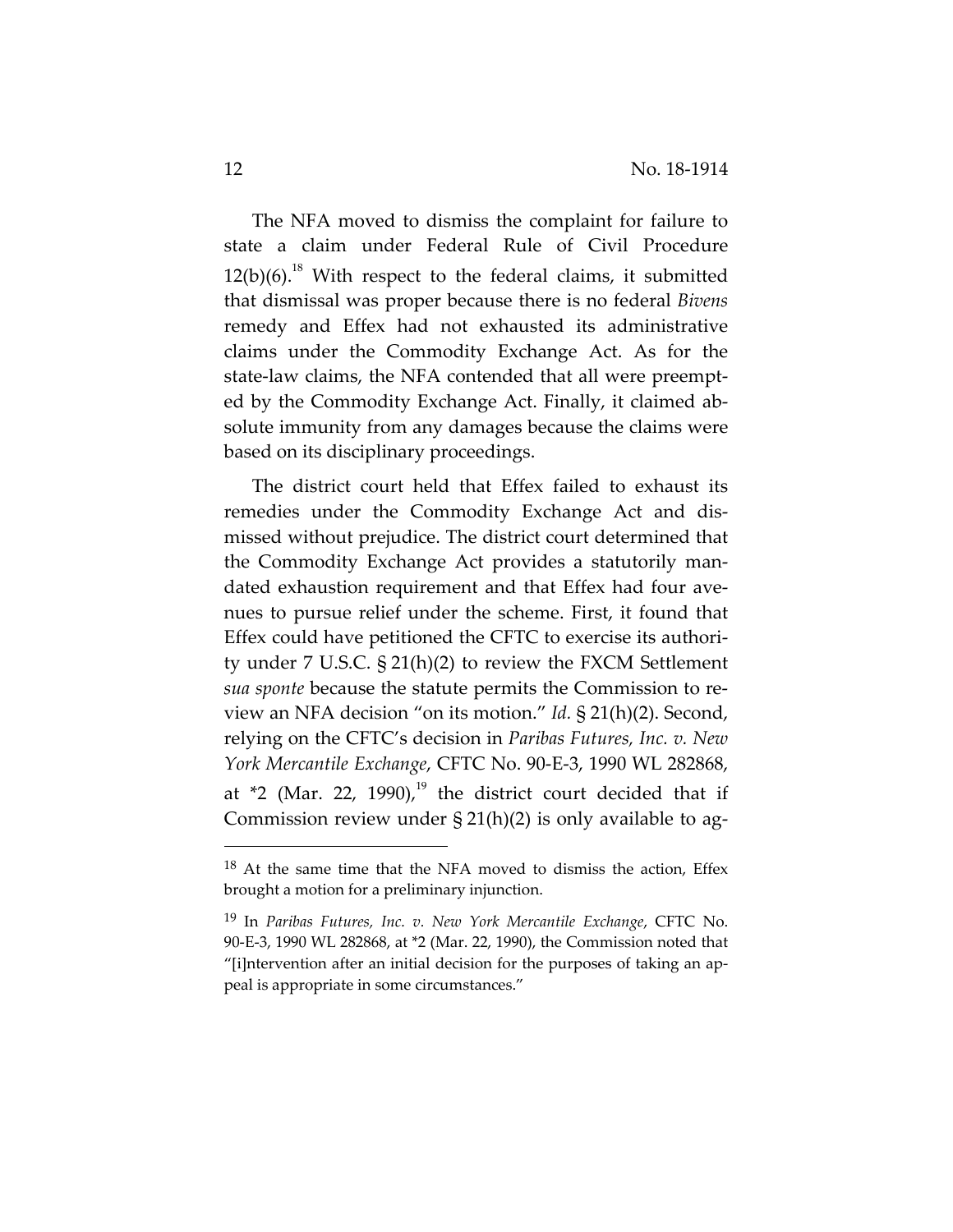The NFA moved to dismiss the complaint for failure to state a claim under Federal Rule of Civil Procedure 12(b)(6).[18] With respect to the federal claims, it submitted that dismissal was proper because there is no federal *Bivens* remedy and Effex had not exhausted its administrative claims under the Commodity Exchange Act. As for the state-law claims, the NFA contended that all were preempted by the Commodity Exchange Act. Finally, it claimed absolute immunity from any damages because the claims were based on its disciplinary proceedings.

The district court held that Effex failed to exhaust its remedies under the Commodity Exchange Act and dismissed without prejudice. The district court determined that the Commodity Exchange Act provides a statutorily mandated exhaustion requirement and that Effex had four avenues to pursue relief under the scheme. First, it found that Effex could have petitioned the CFTC to exercise its authority under 7 U.S.C. § 21(h)(2) to review the FXCM Settlement *sua sponte* because the statute permits the Commission to review an NFA decision "on its motion." *Id.* § 21(h)(2). Second, relying on the CFTC's decision in *Paribas Futures, Inc. v. New York Mercantile Exchange*, CFTC No. 90-E-3, 1990 WL 282868, at *2 (Mar. 22, 1990),[19] the district court decided that if Commission review under § 21(h)(2) is only available to ag-

---

[18] At the same time that the NFA moved to dismiss the action, Effex brought a motion for a preliminary injunction.

[19] In *Paribas Futures, Inc. v. New York Mercantile Exchange*, CFTC No. 90-E-3, 1990 WL 282868, at *2 (Mar. 22, 1990), the Commission noted that "[i]ntervention after an initial decision for the purposes of taking an appeal is appropriate in some circumstances."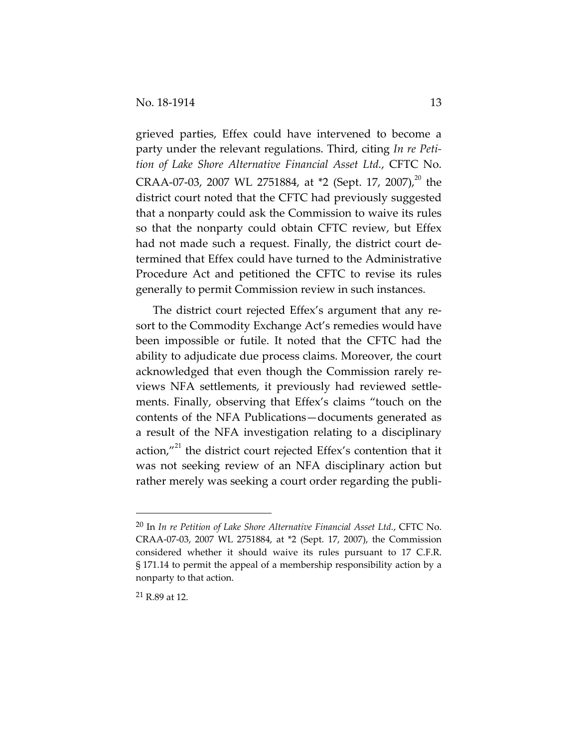grieved parties, Effex could have intervened to become a party under the relevant regulations. Third, citing *In re Petition of Lake Shore Alternative Financial Asset Ltd.*, CFTC No. CRAA-07-03, 2007 WL 2751884, at *2 (Sept. 17, 2007),[20] the district court noted that the CFTC had previously suggested that a nonparty could ask the Commission to waive its rules so that the nonparty could obtain CFTC review, but Effex had not made such a request. Finally, the district court determined that Effex could have turned to the Administrative Procedure Act and petitioned the CFTC to revise its rules generally to permit Commission review in such instances.

The district court rejected Effex's argument that any resort to the Commodity Exchange Act's remedies would have been impossible or futile. It noted that the CFTC had the ability to adjudicate due process claims. Moreover, the court acknowledged that even though the Commission rarely reviews NFA settlements, it previously had reviewed settlements. Finally, observing that Effex's claims "touch on the contents of the NFA Publications—documents generated as a result of the NFA investigation relating to a disciplinary action,"[21] the district court rejected Effex's contention that it was not seeking review of an NFA disciplinary action but rather merely was seeking a court order regarding the publi-

---

[20] In *In re Petition of Lake Shore Alternative Financial Asset Ltd.*, CFTC No. CRAA-07-03, 2007 WL 2751884, at *2 (Sept. 17, 2007), the Commission considered whether it should waive its rules pursuant to 17 C.F.R. § 171.14 to permit the appeal of a membership responsibility action by a nonparty to that action.

[21] R.89 at 12.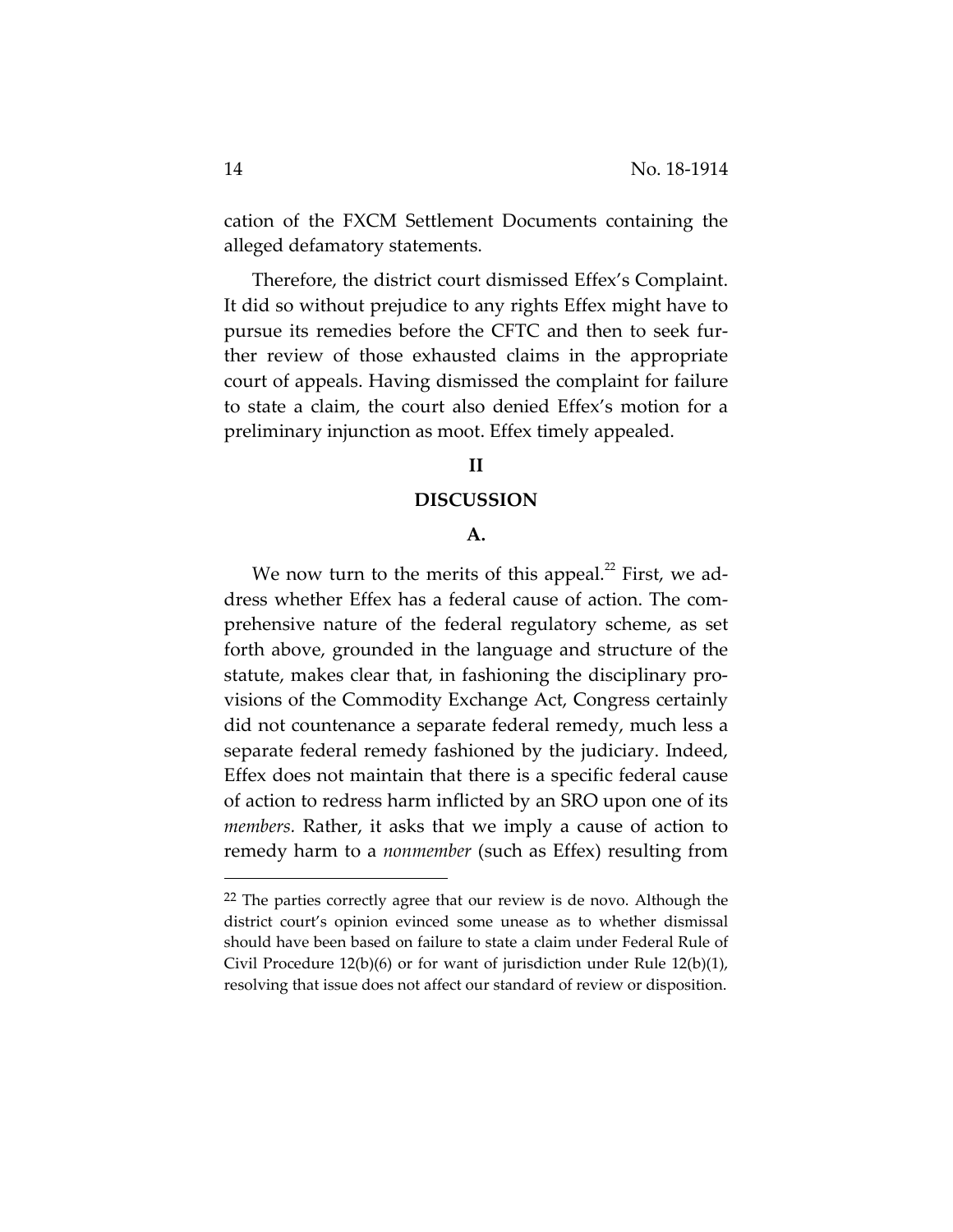cation of the FXCM Settlement Documents containing the alleged defamatory statements.

Therefore, the district court dismissed Effex's Complaint. It did so without prejudice to any rights Effex might have to pursue its remedies before the CFTC and then to seek further review of those exhausted claims in the appropriate court of appeals. Having dismissed the complaint for failure to state a claim, the court also denied Effex's motion for a preliminary injunction as moot. Effex timely appealed.

## II

## DISCUSSION

### A.

We now turn to the merits of this appeal.[22] First, we address whether Effex has a federal cause of action. The comprehensive nature of the federal regulatory scheme, as set forth above, grounded in the language and structure of the statute, makes clear that, in fashioning the disciplinary provisions of the Commodity Exchange Act, Congress certainly did not countenance a separate federal remedy, much less a separate federal remedy fashioned by the judiciary. Indeed, Effex does not maintain that there is a specific federal cause of action to redress harm inflicted by an SRO upon one of its *members*. Rather, it asks that we imply a cause of action to remedy harm to a *nonmember* (such as Effex) resulting from

---

[22] The parties correctly agree that our review is de novo. Although the district court's opinion evinced some unease as to whether dismissal should have been based on failure to state a claim under Federal Rule of Civil Procedure 12(b)(6) or for want of jurisdiction under Rule 12(b)(1), resolving that issue does not affect our standard of review or disposition.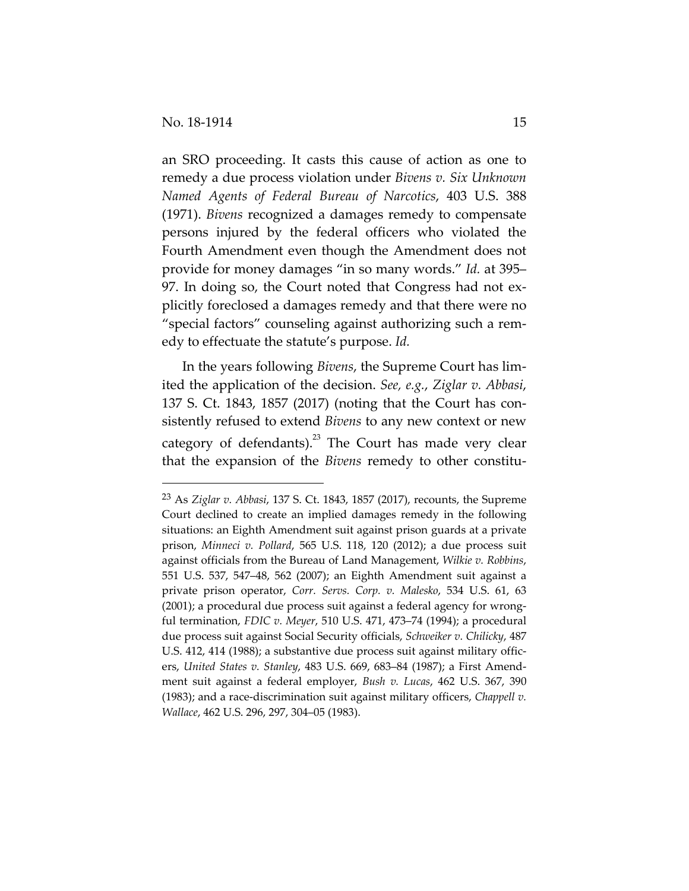an SRO proceeding. It casts this cause of action as one to remedy a due process violation under *Bivens v. Six Unknown Named Agents of Federal Bureau of Narcotics*, 403 U.S. 388 (1971). *Bivens* recognized a damages remedy to compensate persons injured by the federal officers who violated the Fourth Amendment even though the Amendment does not provide for money damages "in so many words." *Id.* at 395–97. In doing so, the Court noted that Congress had not explicitly foreclosed a damages remedy and that there were no "special factors" counseling against authorizing such a remedy to effectuate the statute's purpose. *Id.*

In the years following *Bivens*, the Supreme Court has limited the application of the decision. *See, e.g.*, *Ziglar v. Abbasi*, 137 S. Ct. 1843, 1857 (2017) (noting that the Court has consistently refused to extend *Bivens* to any new context or new category of defendants).[23] The Court has made very clear that the expansion of the *Bivens* remedy to other constitu-

---

[23] As *Ziglar v. Abbasi*, 137 S. Ct. 1843, 1857 (2017), recounts, the Supreme Court declined to create an implied damages remedy in the following situations: an Eighth Amendment suit against prison guards at a private prison, *Minneci v. Pollard*, 565 U.S. 118, 120 (2012); a due process suit against officials from the Bureau of Land Management, *Wilkie v. Robbins*, 551 U.S. 537, 547–48, 562 (2007); an Eighth Amendment suit against a private prison operator, *Corr. Servs. Corp. v. Malesko*, 534 U.S. 61, 63 (2001); a procedural due process suit against a federal agency for wrongful termination, *FDIC v. Meyer*, 510 U.S. 471, 473–74 (1994); a procedural due process suit against Social Security officials, *Schweiker v. Chilicky*, 487 U.S. 412, 414 (1988); a substantive due process suit against military officers, *United States v. Stanley*, 483 U.S. 669, 683–84 (1987); a First Amendment suit against a federal employer, *Bush v. Lucas*, 462 U.S. 367, 390 (1983); and a race-discrimination suit against military officers, *Chappell v. Wallace*, 462 U.S. 296, 297, 304–05 (1983).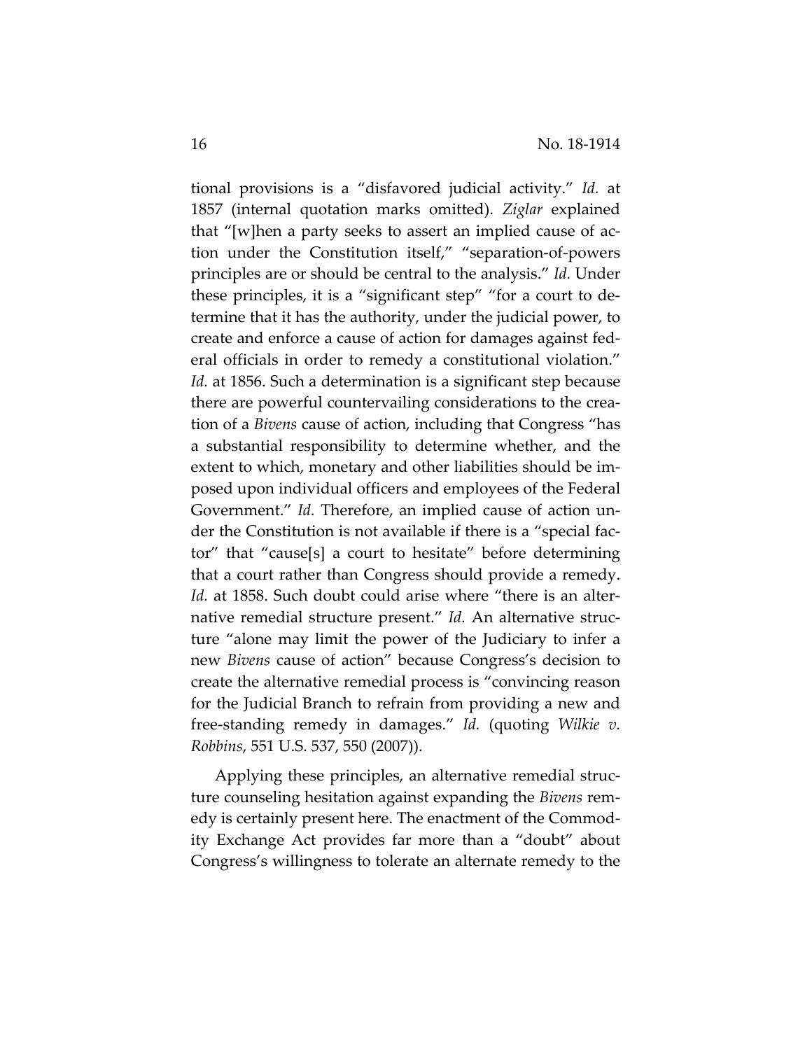tional provisions is a "disfavored judicial activity." *Id.* at 1857 (internal quotation marks omitted). *Ziglar* explained that "[w]hen a party seeks to assert an implied cause of action under the Constitution itself," "separation-of-powers principles are or should be central to the analysis." *Id.* Under these principles, it is a "significant step" "for a court to determine that it has the authority, under the judicial power, to create and enforce a cause of action for damages against federal officials in order to remedy a constitutional violation." *Id.* at 1856. Such a determination is a significant step because there are powerful countervailing considerations to the creation of a *Bivens* cause of action, including that Congress "has a substantial responsibility to determine whether, and the extent to which, monetary and other liabilities should be imposed upon individual officers and employees of the Federal Government." *Id.* Therefore, an implied cause of action under the Constitution is not available if there is a "special factor" that "cause[s] a court to hesitate" before determining that a court rather than Congress should provide a remedy. *Id.* at 1858. Such doubt could arise where "there is an alternative remedial structure present." *Id.* An alternative structure "alone may limit the power of the Judiciary to infer a new *Bivens* cause of action" because Congress's decision to create the alternative remedial process is "convincing reason for the Judicial Branch to refrain from providing a new and free-standing remedy in damages." *Id.* (quoting *Wilkie v. Robbins*, 551 U.S. 537, 550 (2007)).

Applying these principles, an alternative remedial structure counseling hesitation against expanding the *Bivens* remedy is certainly present here. The enactment of the Commodity Exchange Act provides far more than a "doubt" about Congress's willingness to tolerate an alternate remedy to the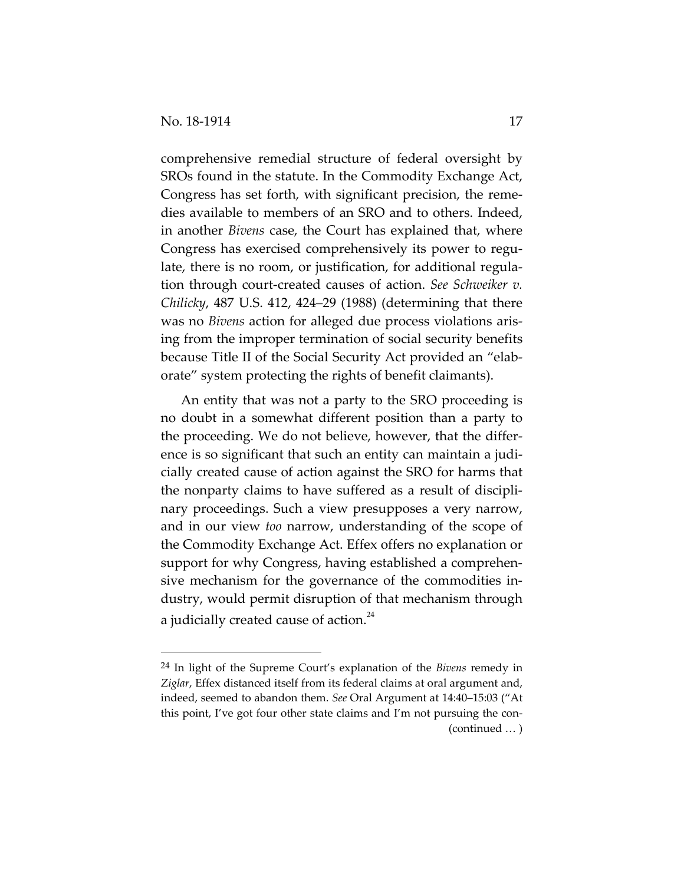comprehensive remedial structure of federal oversight by SROs found in the statute. In the Commodity Exchange Act, Congress has set forth, with significant precision, the remedies available to members of an SRO and to others. Indeed, in another *Bivens* case, the Court has explained that, where Congress has exercised comprehensively its power to regulate, there is no room, or justification, for additional regulation through court-created causes of action. *See Schweiker v. Chilicky*, 487 U.S. 412, 424–29 (1988) (determining that there was no *Bivens* action for alleged due process violations arising from the improper termination of social security benefits because Title II of the Social Security Act provided an "elaborate" system protecting the rights of benefit claimants).

An entity that was not a party to the SRO proceeding is no doubt in a somewhat different position than a party to the proceeding. We do not believe, however, that the difference is so significant that such an entity can maintain a judicially created cause of action against the SRO for harms that the nonparty claims to have suffered as a result of disciplinary proceedings. Such a view presupposes a very narrow, and in our view *too* narrow, understanding of the scope of the Commodity Exchange Act. Effex offers no explanation or support for why Congress, having established a comprehensive mechanism for the governance of the commodities industry, would permit disruption of that mechanism through a judicially created cause of action.[24]

[24] In light of the Supreme Court's explanation of the *Bivens* remedy in *Ziglar*, Effex distanced itself from its federal claims at oral argument and, indeed, seemed to abandon them. *See* Oral Argument at 14:40–15:03 ("At this point, I've got four other state claims and I'm not pursuing the con- (continued … )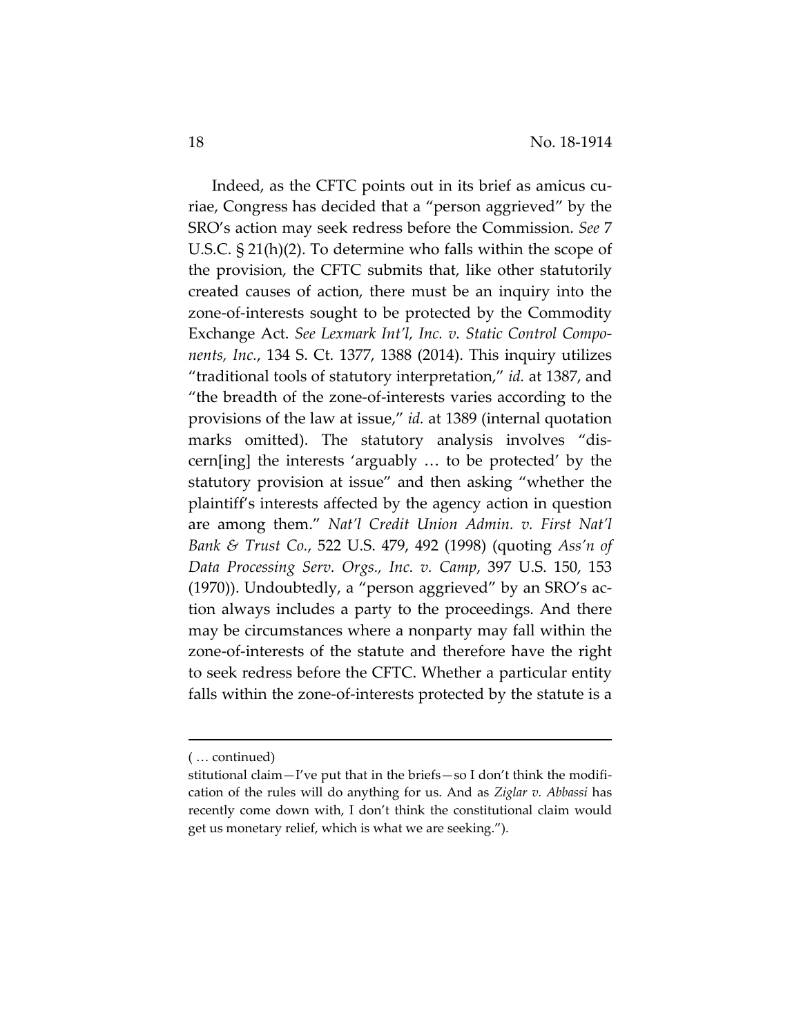Indeed, as the CFTC points out in its brief as amicus curiae, Congress has decided that a "person aggrieved" by the SRO's action may seek redress before the Commission. *See* 7 U.S.C. § 21(h)(2). To determine who falls within the scope of the provision, the CFTC submits that, like other statutorily created causes of action, there must be an inquiry into the zone-of-interests sought to be protected by the Commodity Exchange Act. *See Lexmark Int'l, Inc. v. Static Control Components, Inc.*, 134 S. Ct. 1377, 1388 (2014). This inquiry utilizes "traditional tools of statutory interpretation," *id.* at 1387, and "the breadth of the zone-of-interests varies according to the provisions of the law at issue," *id.* at 1389 (internal quotation marks omitted). The statutory analysis involves "discern[ing] the interests 'arguably … to be protected' by the statutory provision at issue" and then asking "whether the plaintiff's interests affected by the agency action in question are among them." *Nat'l Credit Union Admin. v. First Nat'l Bank & Trust Co.*, 522 U.S. 479, 492 (1998) (quoting *Ass'n of Data Processing Serv. Orgs., Inc. v. Camp*, 397 U.S. 150, 153 (1970)). Undoubtedly, a "person aggrieved" by an SRO's action always includes a party to the proceedings. And there may be circumstances where a nonparty may fall within the zone-of-interests of the statute and therefore have the right to seek redress before the CFTC. Whether a particular entity falls within the zone-of-interests protected by the statute is a

---

( … continued)

stitutional claim—I've put that in the briefs—so I don't think the modification of the rules will do anything for us. And as *Ziglar v. Abbassi* has recently come down with, I don't think the constitutional claim would get us monetary relief, which is what we are seeking.").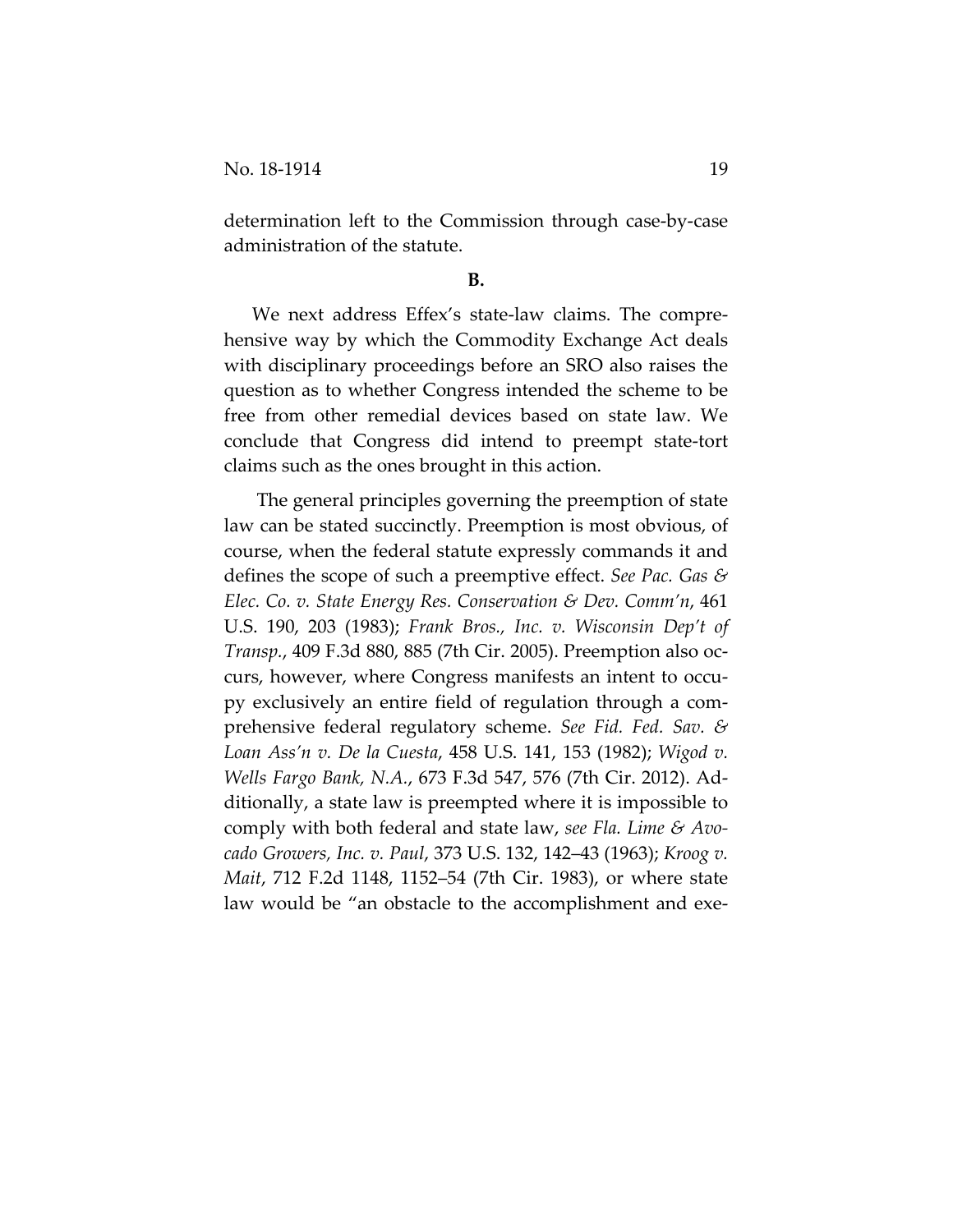determination left to the Commission through case-by-case administration of the statute.

**B.**

We next address Effex's state-law claims. The comprehensive way by which the Commodity Exchange Act deals with disciplinary proceedings before an SRO also raises the question as to whether Congress intended the scheme to be free from other remedial devices based on state law. We conclude that Congress did intend to preempt state-tort claims such as the ones brought in this action.

The general principles governing the preemption of state law can be stated succinctly. Preemption is most obvious, of course, when the federal statute expressly commands it and defines the scope of such a preemptive effect. *See Pac. Gas & Elec. Co. v. State Energy Res. Conservation & Dev. Comm'n*, 461 U.S. 190, 203 (1983); *Frank Bros., Inc. v. Wisconsin Dep't of Transp.*, 409 F.3d 880, 885 (7th Cir. 2005). Preemption also occurs, however, where Congress manifests an intent to occupy exclusively an entire field of regulation through a comprehensive federal regulatory scheme. *See Fid. Fed. Sav. & Loan Ass'n v. De la Cuesta*, 458 U.S. 141, 153 (1982); *Wigod v. Wells Fargo Bank, N.A.*, 673 F.3d 547, 576 (7th Cir. 2012). Additionally, a state law is preempted where it is impossible to comply with both federal and state law, *see Fla. Lime & Avocado Growers, Inc. v. Paul*, 373 U.S. 132, 142–43 (1963); *Kroog v. Mait*, 712 F.2d 1148, 1152–54 (7th Cir. 1983), or where state law would be "an obstacle to the accomplishment and exe-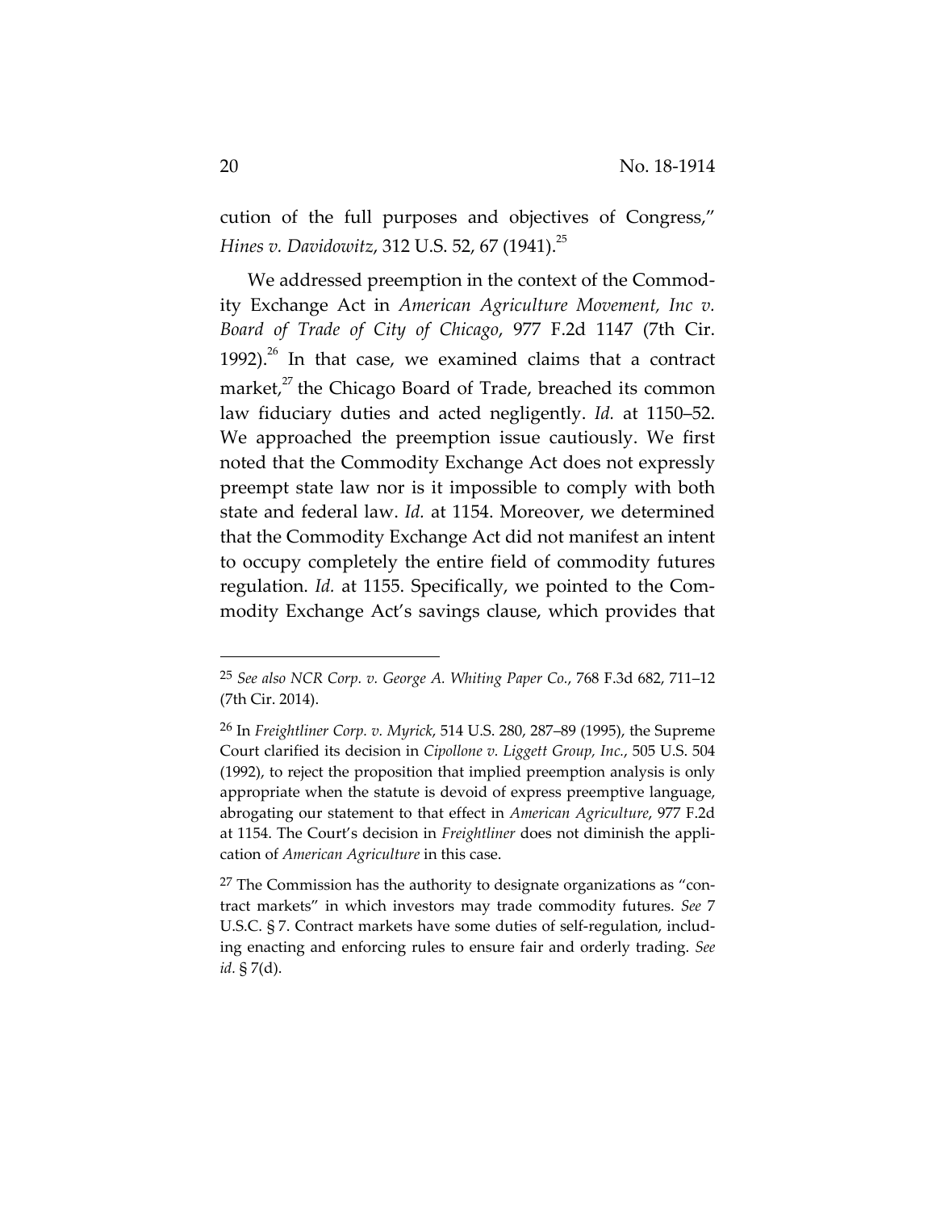cution of the full purposes and objectives of Congress," *Hines v. Davidowitz*, 312 U.S. 52, 67 (1941).[25]

We addressed preemption in the context of the Commodity Exchange Act in *American Agriculture Movement, Inc v. Board of Trade of City of Chicago*, 977 F.2d 1147 (7th Cir. 1992).[26] In that case, we examined claims that a contract market,[27] the Chicago Board of Trade, breached its common law fiduciary duties and acted negligently. *Id.* at 1150–52. We approached the preemption issue cautiously. We first noted that the Commodity Exchange Act does not expressly preempt state law nor is it impossible to comply with both state and federal law. *Id.* at 1154. Moreover, we determined that the Commodity Exchange Act did not manifest an intent to occupy completely the entire field of commodity futures regulation. *Id.* at 1155. Specifically, we pointed to the Commodity Exchange Act's savings clause, which provides that

---

[25] *See also NCR Corp. v. George A. Whiting Paper Co.*, 768 F.3d 682, 711–12 (7th Cir. 2014).

[26] In *Freightliner Corp. v. Myrick*, 514 U.S. 280, 287–89 (1995), the Supreme Court clarified its decision in *Cipollone v. Liggett Group, Inc.*, 505 U.S. 504 (1992), to reject the proposition that implied preemption analysis is only appropriate when the statute is devoid of express preemptive language, abrogating our statement to that effect in *American Agriculture*, 977 F.2d at 1154. The Court's decision in *Freightliner* does not diminish the application of *American Agriculture* in this case.

[27] The Commission has the authority to designate organizations as "contract markets" in which investors may trade commodity futures. *See* 7 U.S.C. § 7. Contract markets have some duties of self-regulation, including enacting and enforcing rules to ensure fair and orderly trading. *See id.* § 7(d).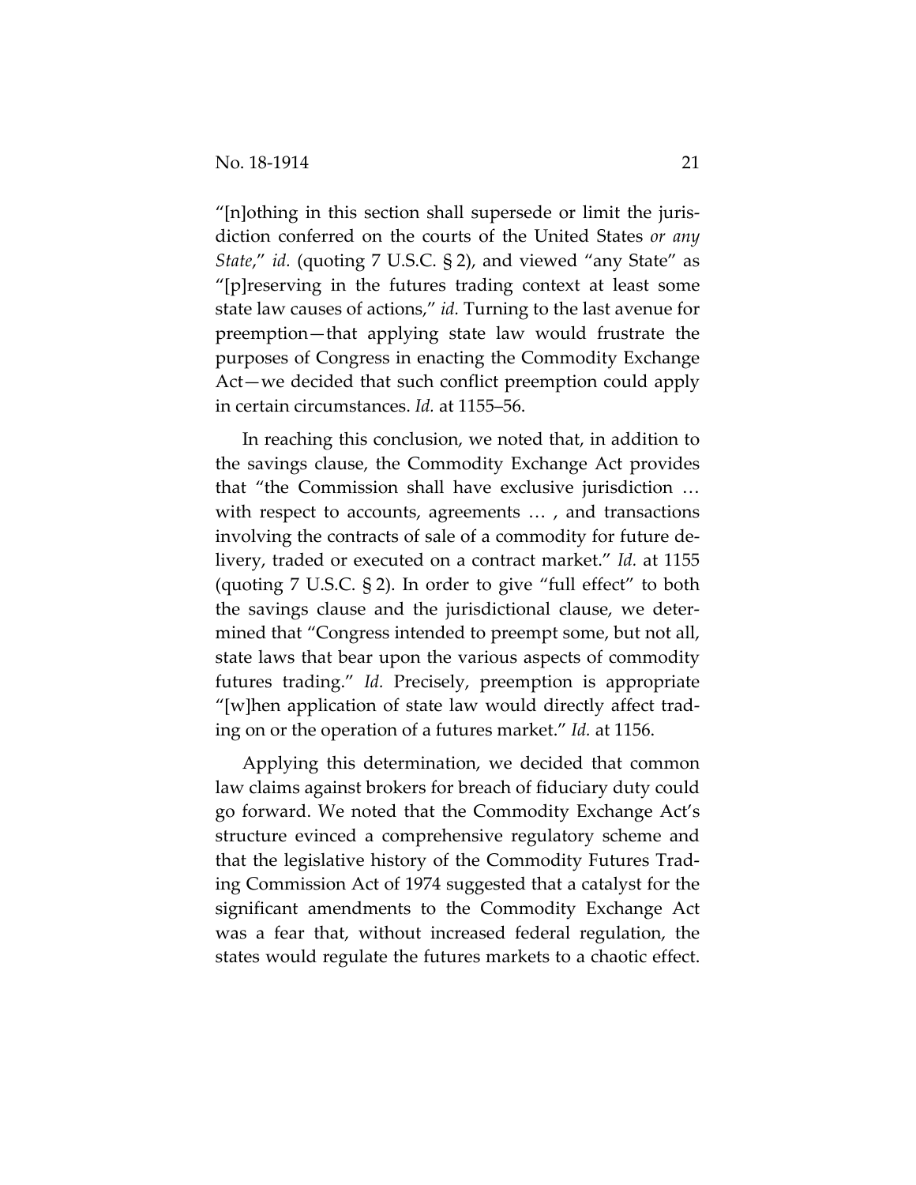"[n]othing in this section shall supersede or limit the jurisdiction conferred on the courts of the United States *or any State*," *id.* (quoting 7 U.S.C. § 2), and viewed "any State" as "[p]reserving in the futures trading context at least some state law causes of actions," *id.* Turning to the last avenue for preemption—that applying state law would frustrate the purposes of Congress in enacting the Commodity Exchange Act—we decided that such conflict preemption could apply in certain circumstances. *Id.* at 1155–56.

In reaching this conclusion, we noted that, in addition to the savings clause, the Commodity Exchange Act provides that "the Commission shall have exclusive jurisdiction … with respect to accounts, agreements … , and transactions involving the contracts of sale of a commodity for future delivery, traded or executed on a contract market." *Id.* at 1155 (quoting 7 U.S.C. § 2). In order to give "full effect" to both the savings clause and the jurisdictional clause, we determined that "Congress intended to preempt some, but not all, state laws that bear upon the various aspects of commodity futures trading." *Id.* Precisely, preemption is appropriate "[w]hen application of state law would directly affect trading on or the operation of a futures market." *Id.* at 1156.

Applying this determination, we decided that common law claims against brokers for breach of fiduciary duty could go forward. We noted that the Commodity Exchange Act's structure evinced a comprehensive regulatory scheme and that the legislative history of the Commodity Futures Trading Commission Act of 1974 suggested that a catalyst for the significant amendments to the Commodity Exchange Act was a fear that, without increased federal regulation, the states would regulate the futures markets to a chaotic effect.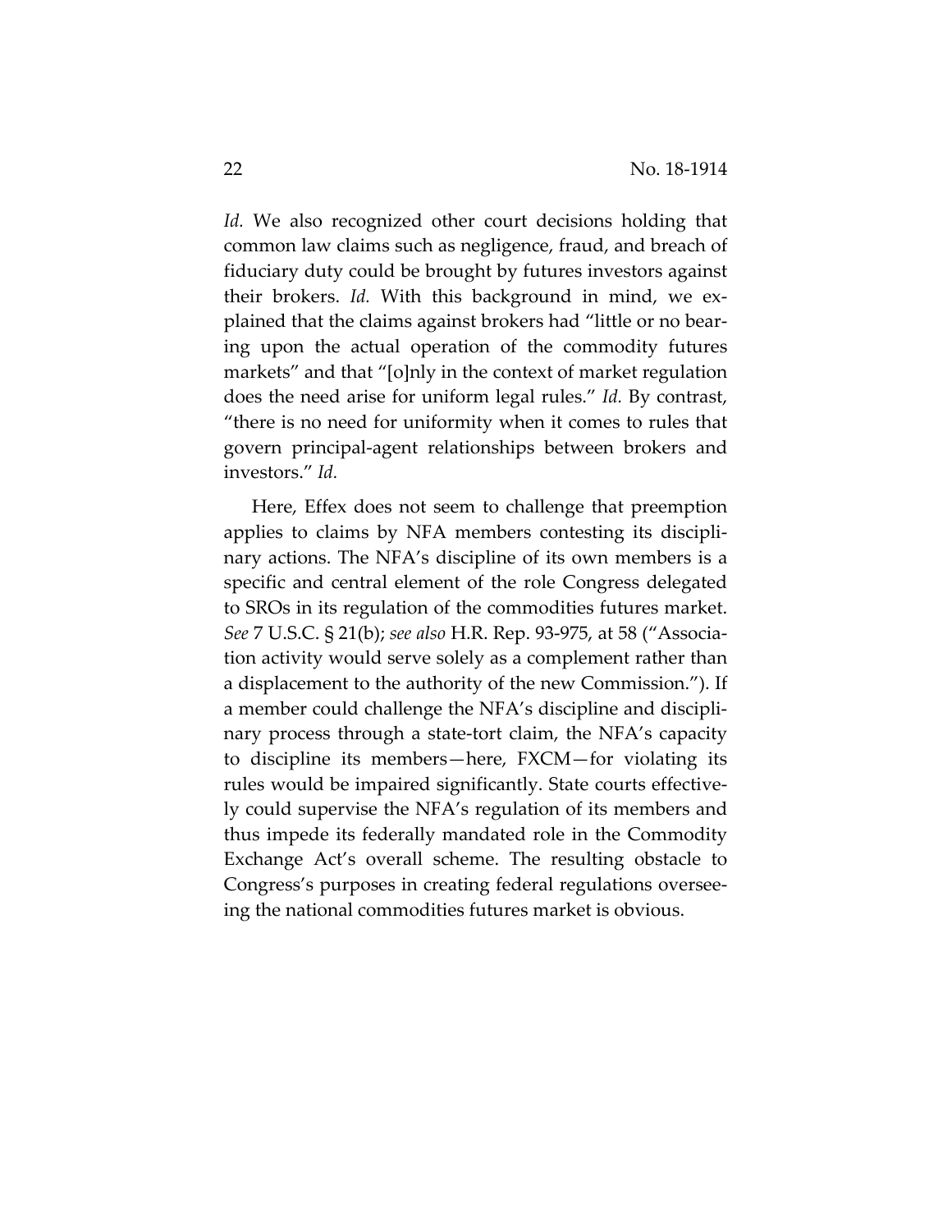*Id.* We also recognized other court decisions holding that common law claims such as negligence, fraud, and breach of fiduciary duty could be brought by futures investors against their brokers. *Id.* With this background in mind, we explained that the claims against brokers had "little or no bearing upon the actual operation of the commodity futures markets" and that "[o]nly in the context of market regulation does the need arise for uniform legal rules." *Id.* By contrast, "there is no need for uniformity when it comes to rules that govern principal-agent relationships between brokers and investors." *Id.*

Here, Effex does not seem to challenge that preemption applies to claims by NFA members contesting its disciplinary actions. The NFA's discipline of its own members is a specific and central element of the role Congress delegated to SROs in its regulation of the commodities futures market. *See* 7 U.S.C. § 21(b); *see also* H.R. Rep. 93-975, at 58 ("Association activity would serve solely as a complement rather than a displacement to the authority of the new Commission."). If a member could challenge the NFA's discipline and disciplinary process through a state-tort claim, the NFA's capacity to discipline its members—here, FXCM—for violating its rules would be impaired significantly. State courts effectively could supervise the NFA's regulation of its members and thus impede its federally mandated role in the Commodity Exchange Act's overall scheme. The resulting obstacle to Congress's purposes in creating federal regulations overseeing the national commodities futures market is obvious.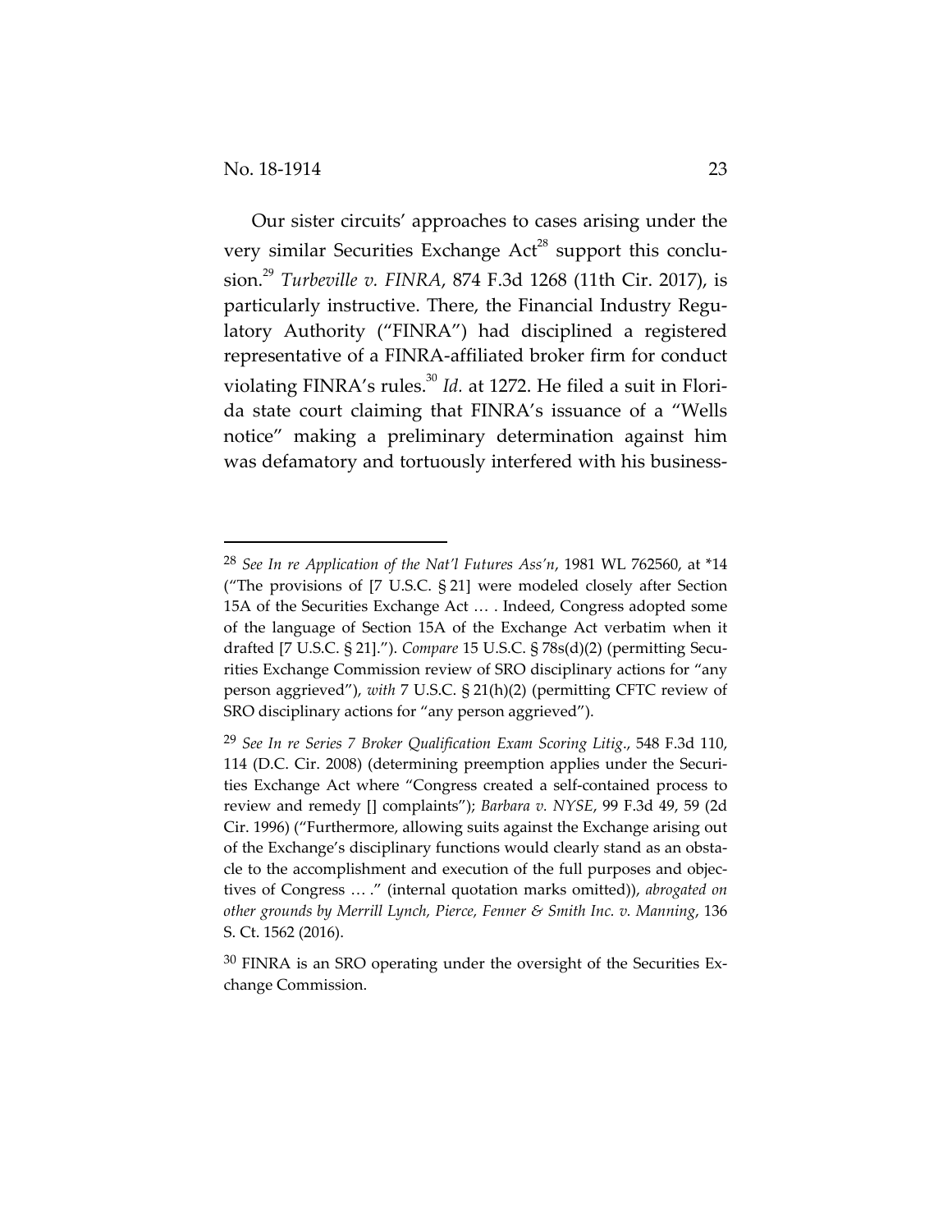Our sister circuits' approaches to cases arising under the very similar Securities Exchange Act[28] support this conclusion.[29] *Turbeville v. FINRA*, 874 F.3d 1268 (11th Cir. 2017), is particularly instructive. There, the Financial Industry Regulatory Authority ("FINRA") had disciplined a registered representative of a FINRA-affiliated broker firm for conduct violating FINRA's rules.[30] *Id.* at 1272. He filed a suit in Florida state court claiming that FINRA's issuance of a "Wells notice" making a preliminary determination against him was defamatory and tortuously interfered with his business-

---

[28] *See In re Application of the Nat'l Futures Ass'n*, 1981 WL 762560, at *14 ("The provisions of [7 U.S.C. § 21] were modeled closely after Section 15A of the Securities Exchange Act … . Indeed, Congress adopted some of the language of Section 15A of the Exchange Act verbatim when it drafted [7 U.S.C. § 21]."). *Compare* 15 U.S.C. § 78s(d)(2) (permitting Securities Exchange Commission review of SRO disciplinary actions for "any person aggrieved"), *with* 7 U.S.C. § 21(h)(2) (permitting CFTC review of SRO disciplinary actions for "any person aggrieved").

[29] *See In re Series 7 Broker Qualification Exam Scoring Litig*., 548 F.3d 110, 114 (D.C. Cir. 2008) (determining preemption applies under the Securities Exchange Act where "Congress created a self-contained process to review and remedy [] complaints"); *Barbara v. NYSE*, 99 F.3d 49, 59 (2d Cir. 1996) ("Furthermore, allowing suits against the Exchange arising out of the Exchange's disciplinary functions would clearly stand as an obstacle to the accomplishment and execution of the full purposes and objectives of Congress … ." (internal quotation marks omitted)), *abrogated on other grounds by Merrill Lynch, Pierce, Fenner & Smith Inc. v. Manning*, 136 S. Ct. 1562 (2016).

[30] FINRA is an SRO operating under the oversight of the Securities Exchange Commission.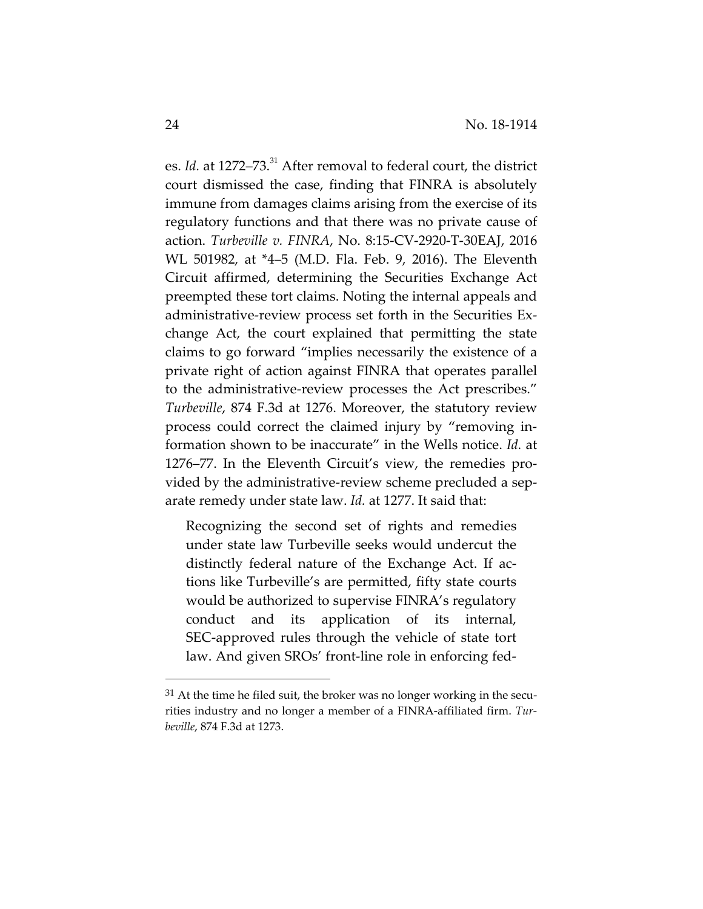es. *Id.* at 1272–73.[31] After removal to federal court, the district court dismissed the case, finding that FINRA is absolutely immune from damages claims arising from the exercise of its regulatory functions and that there was no private cause of action. *Turbeville v. FINRA*, No. 8:15-CV-2920-T-30EAJ, 2016 WL 501982, at *4–5 (M.D. Fla. Feb. 9, 2016). The Eleventh Circuit affirmed, determining the Securities Exchange Act preempted these tort claims. Noting the internal appeals and administrative-review process set forth in the Securities Exchange Act, the court explained that permitting the state claims to go forward "implies necessarily the existence of a private right of action against FINRA that operates parallel to the administrative-review processes the Act prescribes." *Turbeville*, 874 F.3d at 1276. Moreover, the statutory review process could correct the claimed injury by "removing information shown to be inaccurate" in the Wells notice. *Id.* at 1276–77. In the Eleventh Circuit's view, the remedies provided by the administrative-review scheme precluded a separate remedy under state law. *Id.* at 1277. It said that:

> Recognizing the second set of rights and remedies under state law Turbeville seeks would undercut the distinctly federal nature of the Exchange Act. If actions like Turbeville's are permitted, fifty state courts would be authorized to supervise FINRA's regulatory conduct and its application of its internal, SEC-approved rules through the vehicle of state tort law. And given SROs' front-line role in enforcing fed-

[31] At the time he filed suit, the broker was no longer working in the securities industry and no longer a member of a FINRA-affiliated firm. *Turbeville*, 874 F.3d at 1273.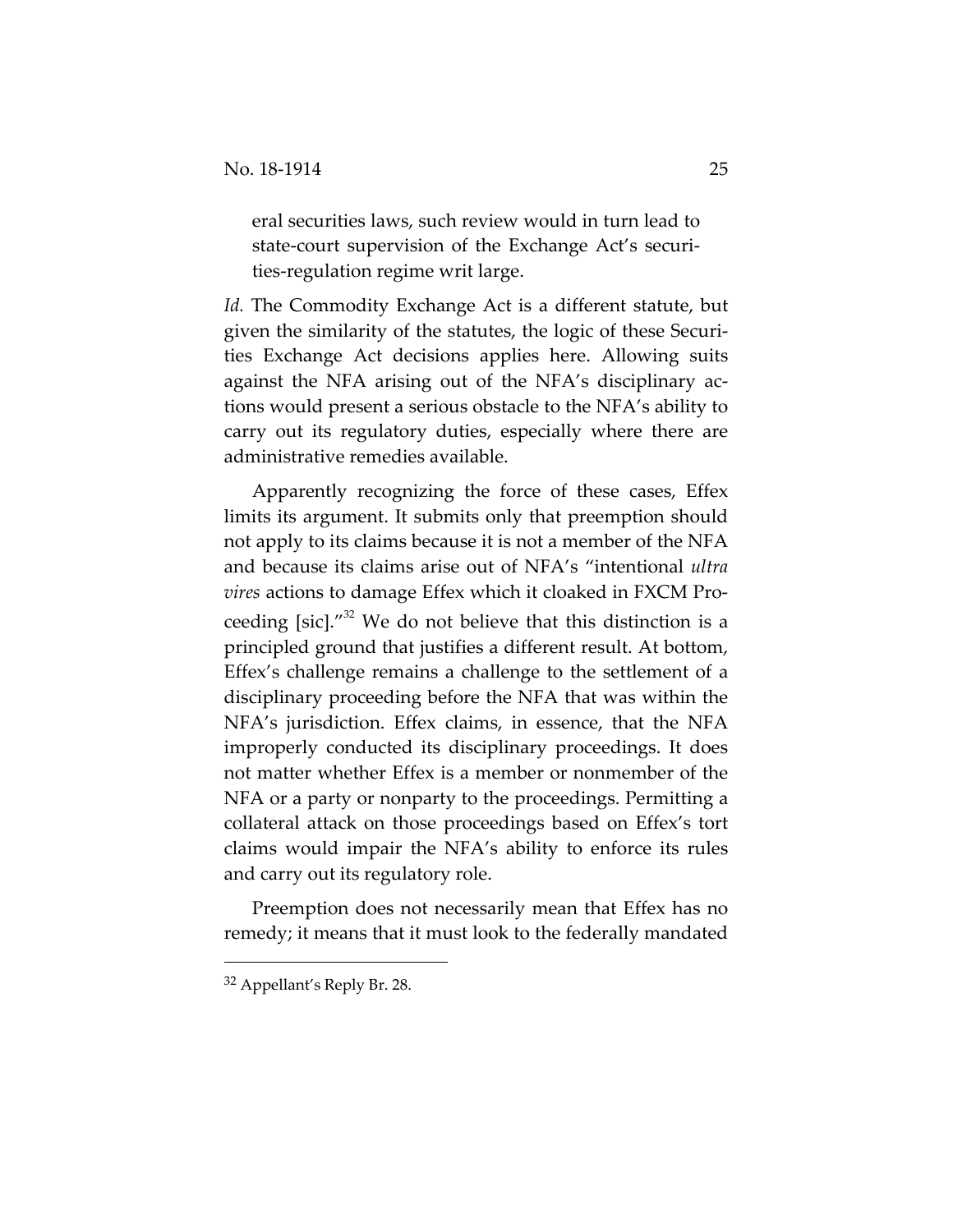eral securities laws, such review would in turn lead to state-court supervision of the Exchange Act's securities-regulation regime writ large.

*Id.* The Commodity Exchange Act is a different statute, but given the similarity of the statutes, the logic of these Securities Exchange Act decisions applies here. Allowing suits against the NFA arising out of the NFA's disciplinary actions would present a serious obstacle to the NFA's ability to carry out its regulatory duties, especially where there are administrative remedies available.

Apparently recognizing the force of these cases, Effex limits its argument. It submits only that preemption should not apply to its claims because it is not a member of the NFA and because its claims arise out of NFA's "intentional *ultra vires* actions to damage Effex which it cloaked in FXCM Proceeding [sic]."[32] We do not believe that this distinction is a principled ground that justifies a different result. At bottom, Effex's challenge remains a challenge to the settlement of a disciplinary proceeding before the NFA that was within the NFA's jurisdiction. Effex claims, in essence, that the NFA improperly conducted its disciplinary proceedings. It does not matter whether Effex is a member or nonmember of the NFA or a party or nonparty to the proceedings. Permitting a collateral attack on those proceedings based on Effex's tort claims would impair the NFA's ability to enforce its rules and carry out its regulatory role.

Preemption does not necessarily mean that Effex has no remedy; it means that it must look to the federally mandated

---

[32] Appellant's Reply Br. 28.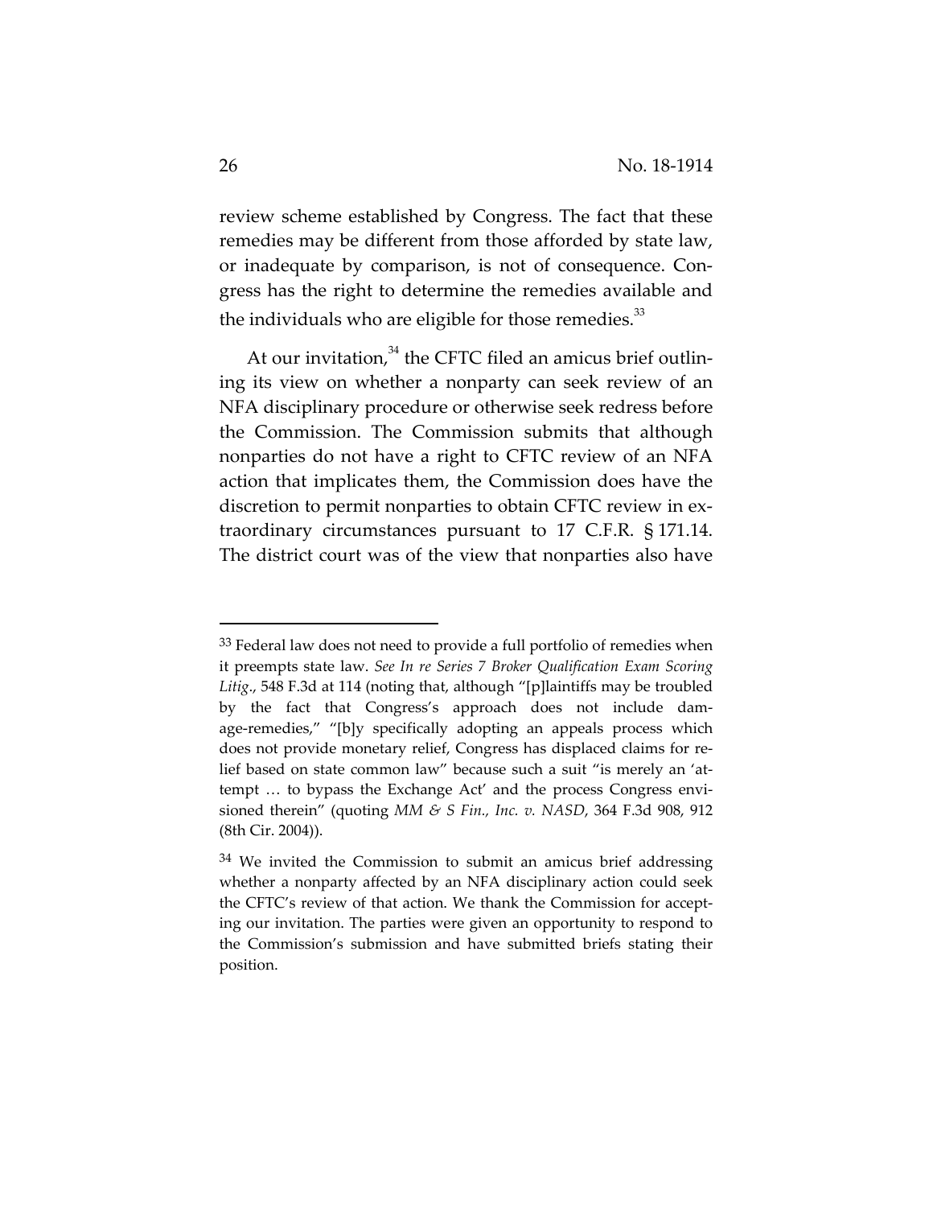review scheme established by Congress. The fact that these remedies may be different from those afforded by state law, or inadequate by comparison, is not of consequence. Congress has the right to determine the remedies available and the individuals who are eligible for those remedies.[33]

At our invitation,[34] the CFTC filed an amicus brief outlining its view on whether a nonparty can seek review of an NFA disciplinary procedure or otherwise seek redress before the Commission. The Commission submits that although nonparties do not have a right to CFTC review of an NFA action that implicates them, the Commission does have the discretion to permit nonparties to obtain CFTC review in extraordinary circumstances pursuant to 17 C.F.R. § 171.14. The district court was of the view that nonparties also have

---

[33] Federal law does not need to provide a full portfolio of remedies when it preempts state law. *See In re Series 7 Broker Qualification Exam Scoring Litig*., 548 F.3d at 114 (noting that, although "[p]laintiffs may be troubled by the fact that Congress's approach does not include damage-remedies," "[b]y specifically adopting an appeals process which does not provide monetary relief, Congress has displaced claims for relief based on state common law" because such a suit "is merely an 'attempt … to bypass the Exchange Act' and the process Congress envisioned therein" (quoting *MM & S Fin., Inc. v. NASD*, 364 F.3d 908, 912 (8th Cir. 2004)).

[34] We invited the Commission to submit an amicus brief addressing whether a nonparty affected by an NFA disciplinary action could seek the CFTC's review of that action. We thank the Commission for accepting our invitation. The parties were given an opportunity to respond to the Commission's submission and have submitted briefs stating their position.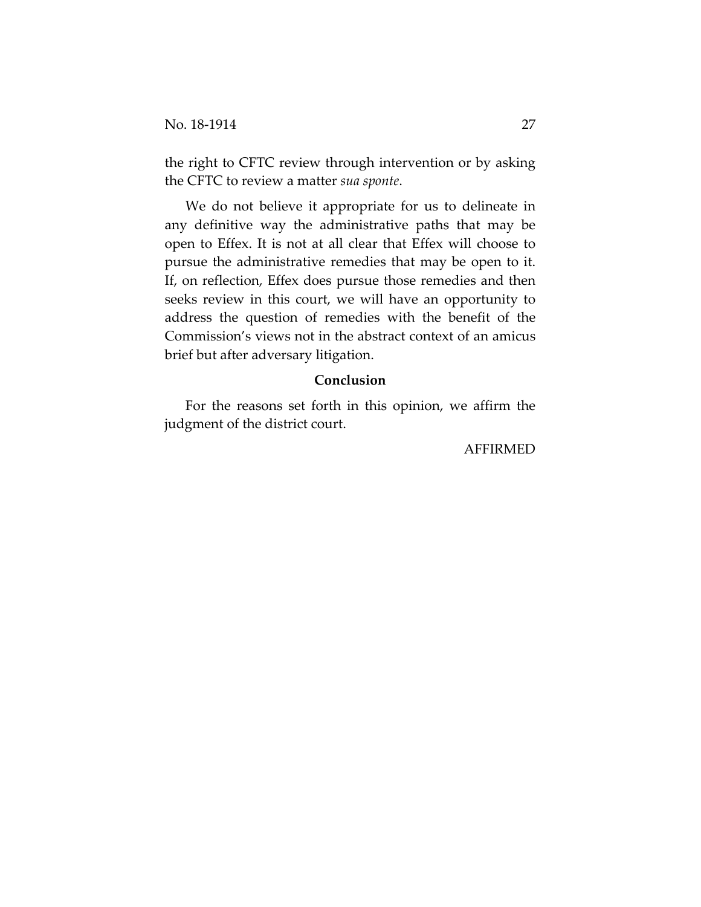the right to CFTC review through intervention or by asking the CFTC to review a matter *sua sponte*.

We do not believe it appropriate for us to delineate in any definitive way the administrative paths that may be open to Effex. It is not at all clear that Effex will choose to pursue the administrative remedies that may be open to it. If, on reflection, Effex does pursue those remedies and then seeks review in this court, we will have an opportunity to address the question of remedies with the benefit of the Commission's views not in the abstract context of an amicus brief but after adversary litigation.

## Conclusion

For the reasons set forth in this opinion, we affirm the judgment of the district court.

AFFIRMED